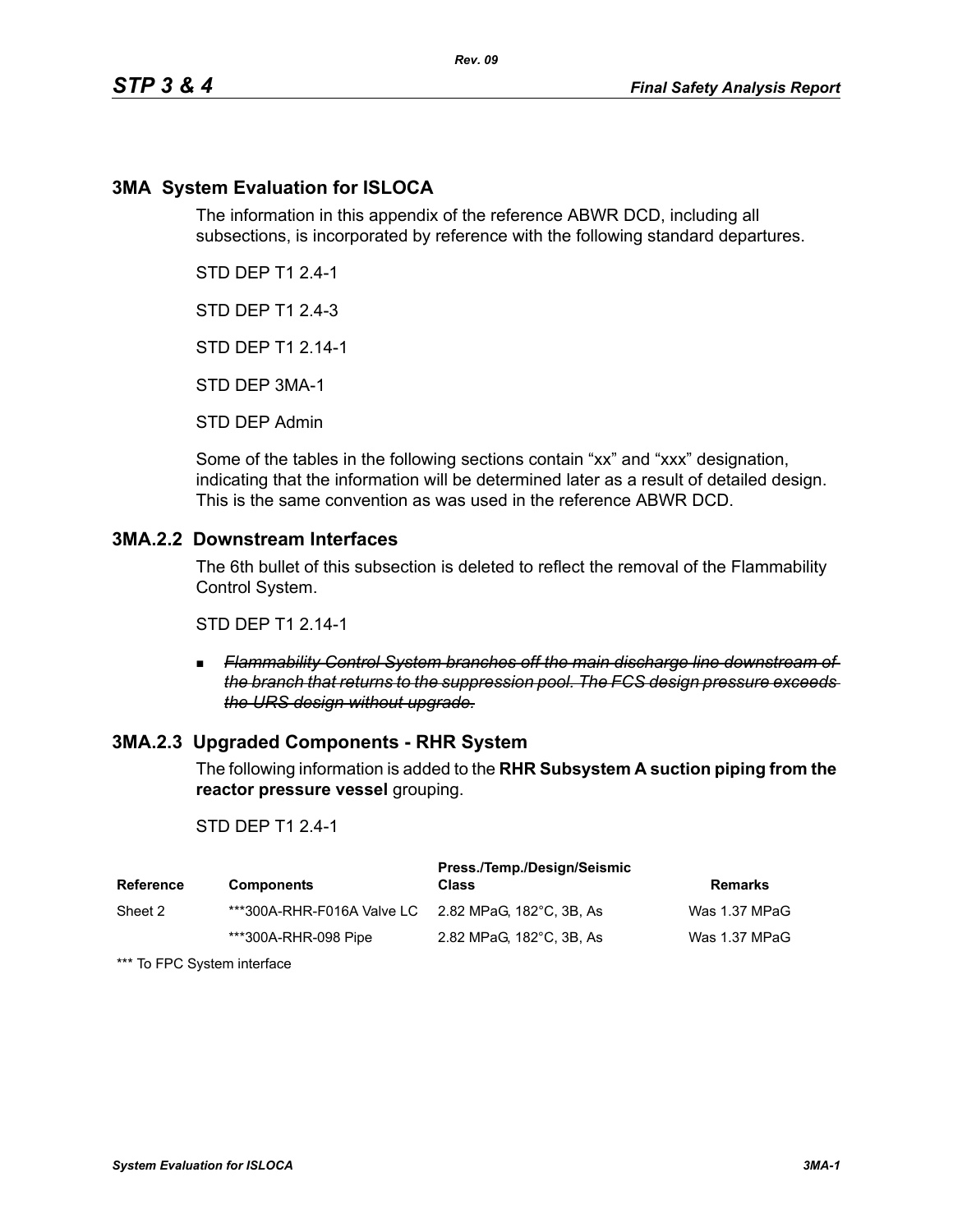## 3MA System Evaluation for ISLOCA

The information in this appendix of the reference ABWR DCD, including all subsections, is incorporated by reference with the following standard departures.

STD DEP T1 2.4-1

STD DEP T1 2.4-3

STD DEP T1 2.14-1

STD DEP 3MA-1

STD DEP Admin

Some of the tables in the following sections contain "xx" and "xxx" designation, indicating that the information will be determined later as a result of detailed design. This is the same convention as was used in the reference ABWR DCD.

### 3MA.2.2 Downstream Interfaces

The 6th bullet of this subsection is deleted to reflect the removal of the Flammability Control System.

STD DEP T1 2.14-1

- ~~*Flammability Control System branches off the main discharge line downstream of the branch that returns to the suppression pool. The FCS design pressure exceeds the URS design without upgrade.*~~

### 3MA.2.3 Upgraded Components - RHR System

The following information is added to the **RHR Subsystem A suction piping from the reactor pressure vessel** grouping.

STD DEP T1 2.4-1

| Reference | Components | Press./Temp./Design/Seismic Class | Remarks |
|---|---|---|---|
| Sheet 2 | ***300A-RHR-F016A Valve LC | 2.82 MPaG, 182°C, 3B, As | Was 1.37 MPaG |
| | ***300A-RHR-098 Pipe | 2.82 MPaG, 182°C, 3B, As | Was 1.37 MPaG |

*** To FPC System interface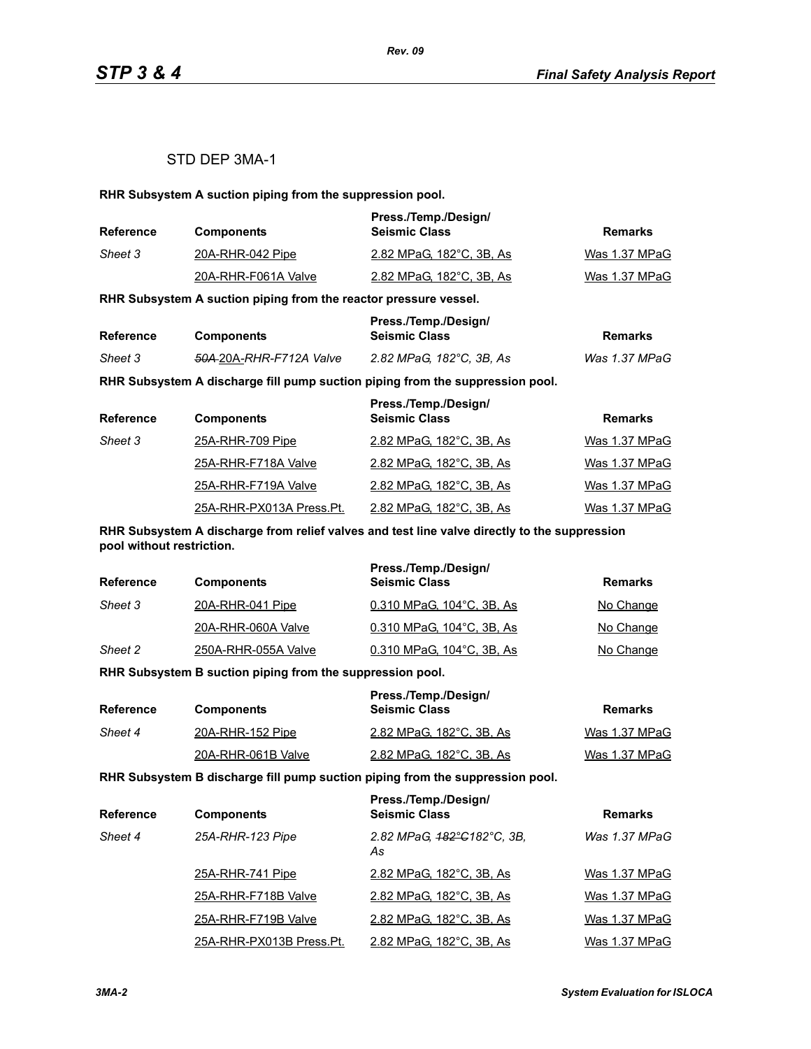STD DEP 3MA-1

**RHR Subsystem A suction piping from the suppression pool.**

| Reference | Components | Press./Temp./Design/ Seismic Class | Remarks |
|---|---|---|---|
| *Sheet 3* | 20A-RHR-042 Pipe | 2.82 MPaG, 182°C, 3B, As | Was 1.37 MPaG |
| | 20A-RHR-F061A Valve | 2.82 MPaG, 182°C, 3B, As | Was 1.37 MPaG |

**RHR Subsystem A suction piping from the reactor pressure vessel.**

| Reference | Components | Press./Temp./Design/ Seismic Class | Remarks |
|---|---|---|---|
| *Sheet 3* | *~~50A~~ 20A-RHR-F712A Valve* | *2.82 MPaG, 182°C, 3B, As* | *Was 1.37 MPaG* |

**RHR Subsystem A discharge fill pump suction piping from the suppression pool.**

| Reference | Components | Press./Temp./Design/ Seismic Class | Remarks |
|---|---|---|---|
| *Sheet 3* | 25A-RHR-709 Pipe | 2.82 MPaG, 182°C, 3B, As | Was 1.37 MPaG |
| | 25A-RHR-F718A Valve | 2.82 MPaG, 182°C, 3B, As | Was 1.37 MPaG |
| | 25A-RHR-F719A Valve | 2.82 MPaG, 182°C, 3B, As | Was 1.37 MPaG |
| | 25A-RHR-PX013A Press.Pt. | 2.82 MPaG, 182°C, 3B, As | Was 1.37 MPaG |

**RHR Subsystem A discharge from relief valves and test line valve directly to the suppression pool without restriction.**

| Reference | Components | Press./Temp./Design/ Seismic Class | Remarks |
|---|---|---|---|
| *Sheet 3* | 20A-RHR-041 Pipe | 0.310 MPaG, 104°C, 3B, As | No Change |
| | 20A-RHR-060A Valve | 0.310 MPaG, 104°C, 3B, As | No Change |
| *Sheet 2* | 250A-RHR-055A Valve | 0.310 MPaG, 104°C, 3B, As | No Change |

**RHR Subsystem B suction piping from the suppression pool.**

| Reference | Components | Press./Temp./Design/ Seismic Class | Remarks |
|---|---|---|---|
| *Sheet 4* | 20A-RHR-152 Pipe | 2.82 MPaG, 182°C, 3B, As | Was 1.37 MPaG |
| | 20A-RHR-061B Valve | 2.82 MPaG, 182°C, 3B, As | Was 1.37 MPaG |

**RHR Subsystem B discharge fill pump suction piping from the suppression pool.**

| Reference | Components | Press./Temp./Design/ Seismic Class | Remarks |
|---|---|---|---|
| *Sheet 4* | *25A-RHR-123 Pipe* | *2.82 MPaG, ~~182°C~~182°C, 3B, As* | *Was 1.37 MPaG* |
| | 25A-RHR-741 Pipe | 2.82 MPaG, 182°C, 3B, As | Was 1.37 MPaG |
| | 25A-RHR-F718B Valve | 2.82 MPaG, 182°C, 3B, As | Was 1.37 MPaG |
| | 25A-RHR-F719B Valve | 2.82 MPaG, 182°C, 3B, As | Was 1.37 MPaG |
| | 25A-RHR-PX013B Press.Pt. | 2.82 MPaG, 182°C, 3B, As | Was 1.37 MPaG |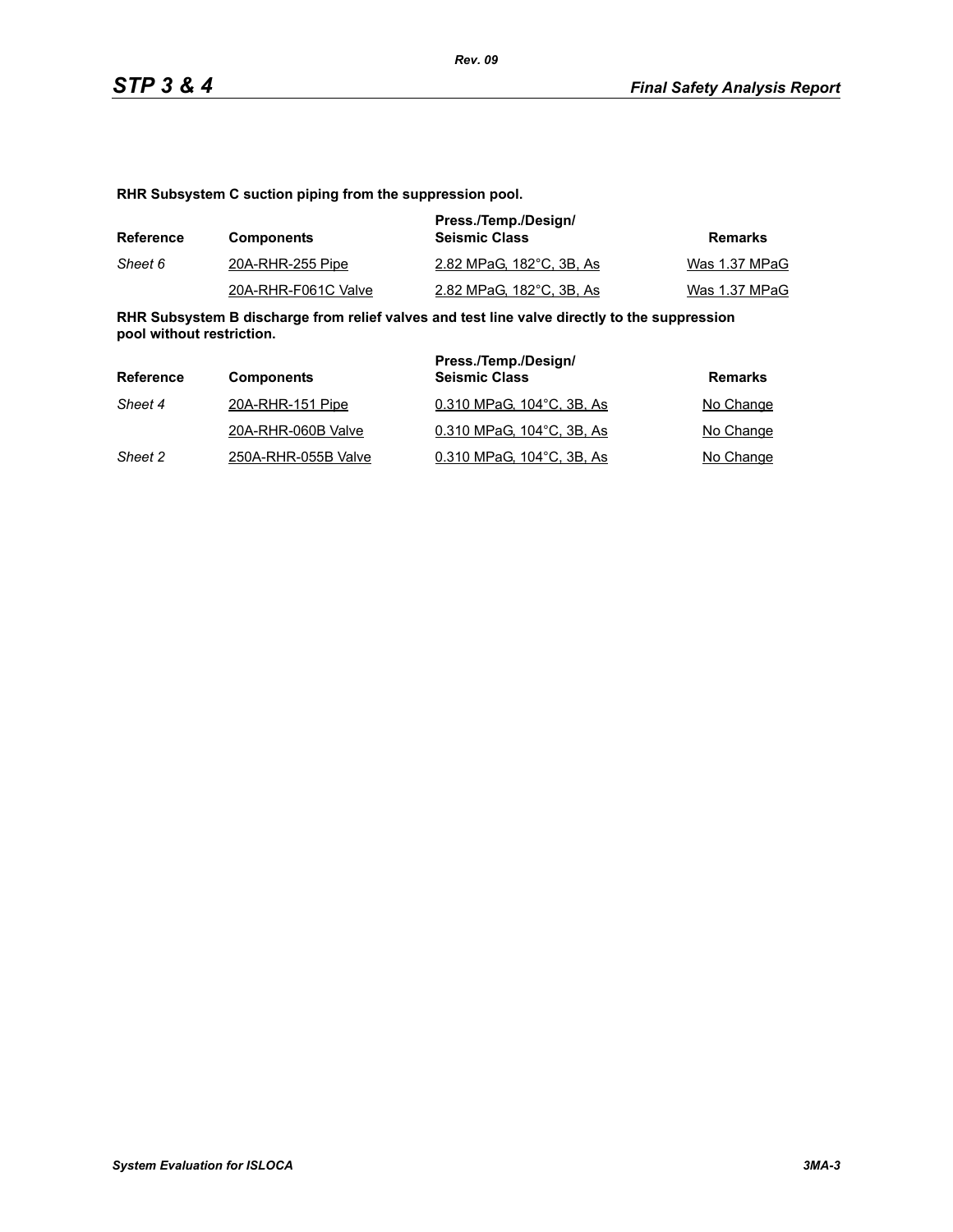**RHR Subsystem C suction piping from the suppression pool.**

| Reference | Components | Press./Temp./Design/ Seismic Class | Remarks |
|---|---|---|---|
| *Sheet 6* | 20A-RHR-255 Pipe | 2.82 MPaG, 182°C, 3B, As | Was 1.37 MPaG |
| | 20A-RHR-F061C Valve | 2.82 MPaG, 182°C, 3B, As | Was 1.37 MPaG |

**RHR Subsystem B discharge from relief valves and test line valve directly to the suppression pool without restriction.**

| Reference | Components | Press./Temp./Design/ Seismic Class | Remarks |
|---|---|---|---|
| *Sheet 4* | 20A-RHR-151 Pipe | 0.310 MPaG, 104°C, 3B, As | No Change |
| | 20A-RHR-060B Valve | 0.310 MPaG, 104°C, 3B, As | No Change |
| *Sheet 2* | 250A-RHR-055B Valve | 0.310 MPaG, 104°C, 3B, As | No Change |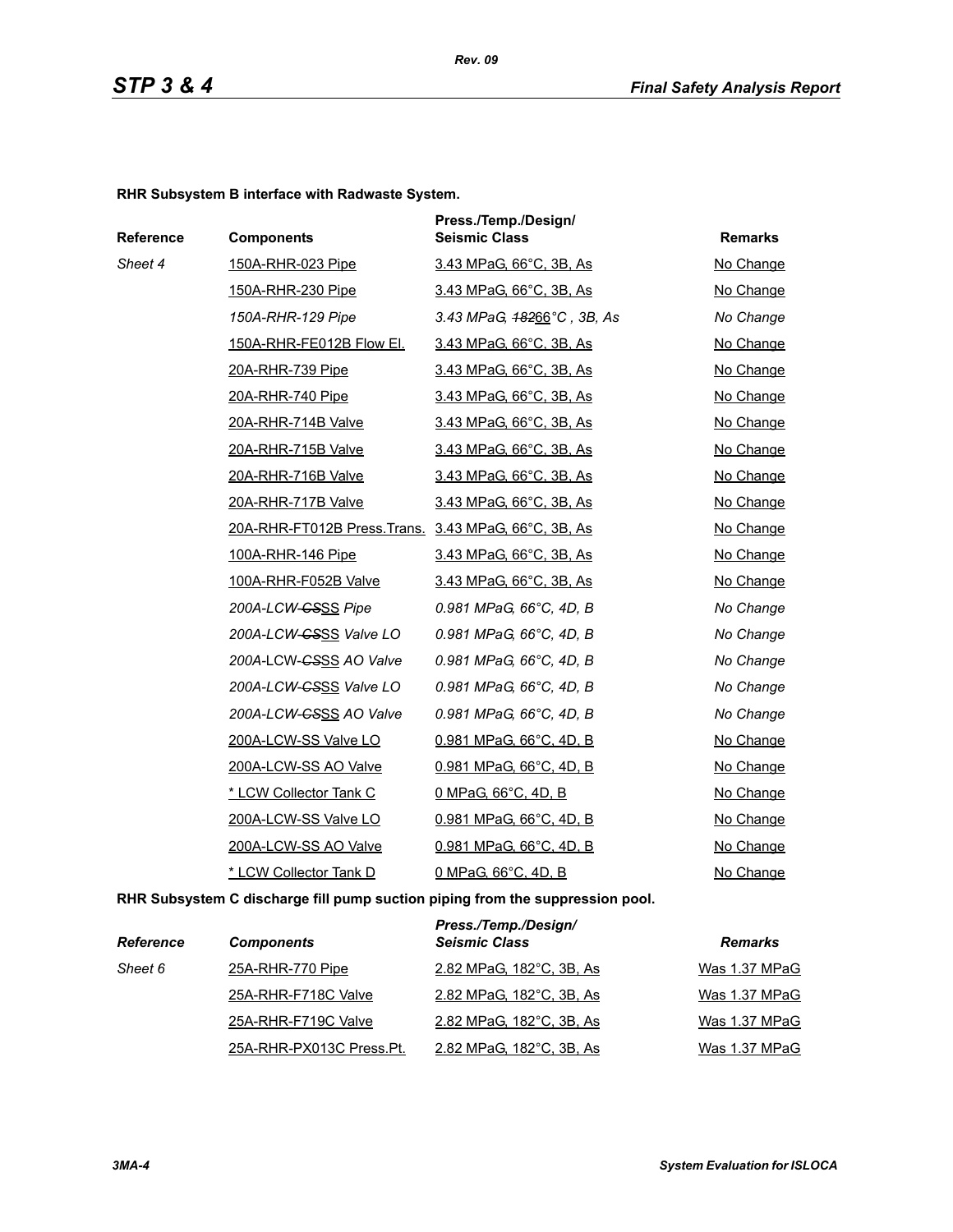**RHR Subsystem B interface with Radwaste System.**

| Reference | Components | Press./Temp./Design/ Seismic Class | Remarks |
|---|---|---|---|
| Sheet 4 | 150A-RHR-023 Pipe | 3.43 MPaG, 66°C, 3B, As | No Change |
| | 150A-RHR-230 Pipe | 3.43 MPaG, 66°C, 3B, As | No Change |
| | *150A-RHR-129 Pipe* | *3.43 MPaG, ~~182~~66°C , 3B, As* | *No Change* |
| | 150A-RHR-FE012B Flow El. | 3.43 MPaG, 66°C, 3B, As | No Change |
| | 20A-RHR-739 Pipe | 3.43 MPaG, 66°C, 3B, As | No Change |
| | 20A-RHR-740 Pipe | 3.43 MPaG, 66°C, 3B, As | No Change |
| | 20A-RHR-714B Valve | 3.43 MPaG, 66°C, 3B, As | No Change |
| | 20A-RHR-715B Valve | 3.43 MPaG, 66°C, 3B, As | No Change |
| | 20A-RHR-716B Valve | 3.43 MPaG, 66°C, 3B, As | No Change |
| | 20A-RHR-717B Valve | 3.43 MPaG, 66°C, 3B, As | No Change |
| | 20A-RHR-FT012B Press.Trans. | 3.43 MPaG, 66°C, 3B, As | No Change |
| | 100A-RHR-146 Pipe | 3.43 MPaG, 66°C, 3B, As | No Change |
| | 100A-RHR-F052B Valve | 3.43 MPaG, 66°C, 3B, As | No Change |
| | *200A-LCW-~~CS~~SS Pipe* | *0.981 MPaG, 66°C, 4D, B* | *No Change* |
| | *200A-LCW-~~CS~~SS Valve LO* | *0.981 MPaG, 66°C, 4D, B* | *No Change* |
| | *200A-LCW-~~CS~~SS AO Valve* | *0.981 MPaG, 66°C, 4D, B* | *No Change* |
| | *200A-LCW-~~CS~~SS Valve LO* | *0.981 MPaG, 66°C, 4D, B* | *No Change* |
| | *200A-LCW-~~CS~~SS AO Valve* | *0.981 MPaG, 66°C, 4D, B* | *No Change* |
| | 200A-LCW-SS Valve LO | 0.981 MPaG, 66°C, 4D, B | No Change |
| | 200A-LCW-SS AO Valve | 0.981 MPaG, 66°C, 4D, B | No Change |
| | * LCW Collector Tank C | 0 MPaG, 66°C, 4D, B | No Change |
| | 200A-LCW-SS Valve LO | 0.981 MPaG, 66°C, 4D, B | No Change |
| | 200A-LCW-SS AO Valve | 0.981 MPaG, 66°C, 4D, B | No Change |
| | * LCW Collector Tank D | 0 MPaG, 66°C, 4D, B | No Change |

**RHR Subsystem C discharge fill pump suction piping from the suppression pool.**

| *Reference* | *Components* | *Press./Temp./Design/ Seismic Class* | *Remarks* |
|---|---|---|---|
| Sheet 6 | 25A-RHR-770 Pipe | 2.82 MPaG, 182°C, 3B, As | Was 1.37 MPaG |
| | 25A-RHR-F718C Valve | 2.82 MPaG, 182°C, 3B, As | Was 1.37 MPaG |
| | 25A-RHR-F719C Valve | 2.82 MPaG, 182°C, 3B, As | Was 1.37 MPaG |
| | 25A-RHR-PX013C Press.Pt. | 2.82 MPaG, 182°C, 3B, As | Was 1.37 MPaG |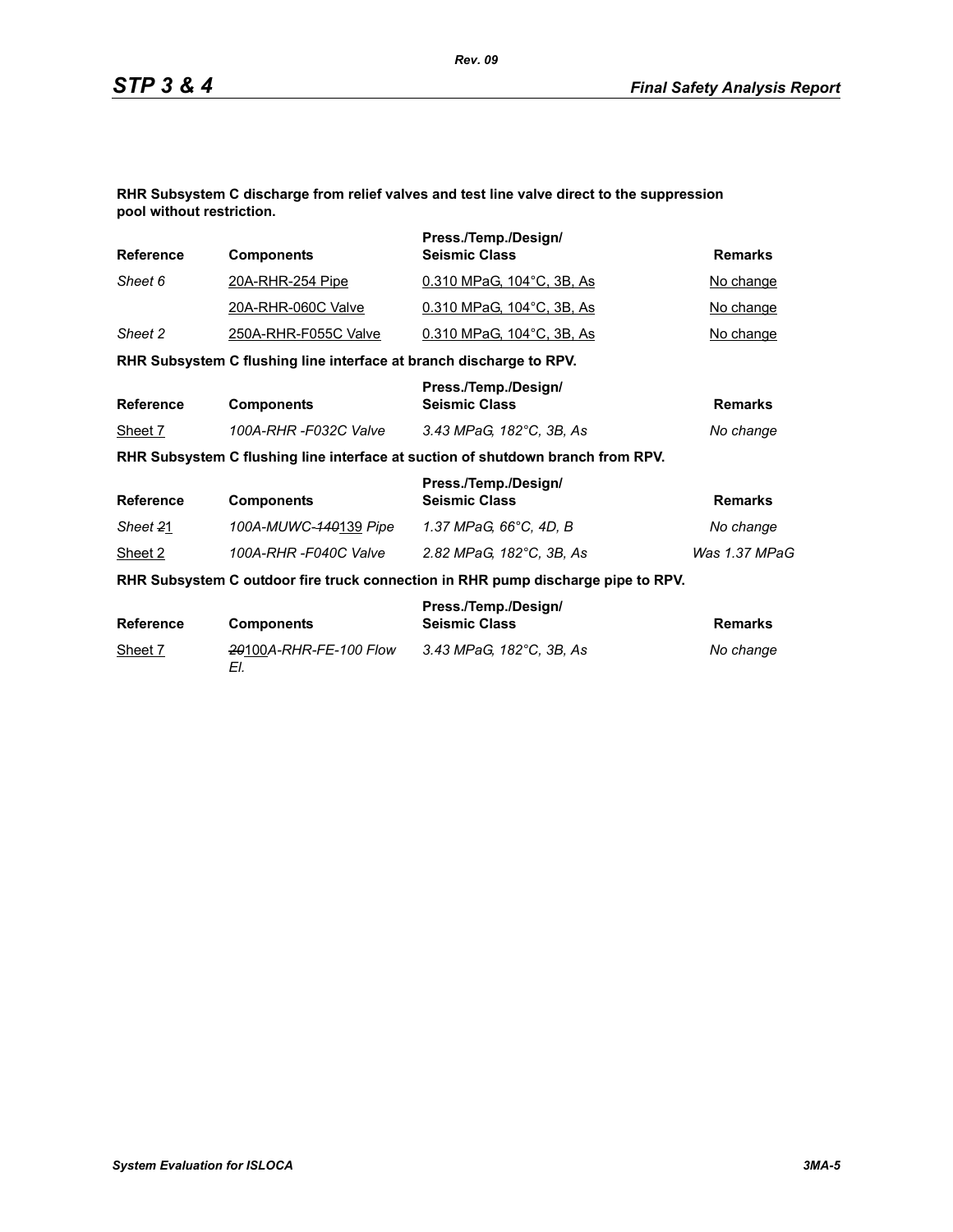**RHR Subsystem C discharge from relief valves and test line valve direct to the suppression pool without restriction.**

| Reference | Components | Press./Temp./Design/ Seismic Class | Remarks |
|---|---|---|---|
| *Sheet 6* | 20A-RHR-254 Pipe | 0.310 MPaG, 104°C, 3B, As | No change |
| | 20A-RHR-060C Valve | 0.310 MPaG, 104°C, 3B, As | No change |
| *Sheet 2* | 250A-RHR-F055C Valve | 0.310 MPaG, 104°C, 3B, As | No change |

**RHR Subsystem C flushing line interface at branch discharge to RPV.**

| Reference | Components | Press./Temp./Design/ Seismic Class | Remarks |
|---|---|---|---|
| Sheet 7 | *100A-RHR -F032C Valve* | *3.43 MPaG, 182°C, 3B, As* | *No change* |

**RHR Subsystem C flushing line interface at suction of shutdown branch from RPV.**

| Reference | Components | Press./Temp./Design/ Seismic Class | Remarks |
|---|---|---|---|
| *Sheet* ~~*2*~~1 | *100A-MUWC-*~~*140*~~139 *Pipe* | *1.37 MPaG, 66°C, 4D, B* | *No change* |
| Sheet 2 | *100A-RHR -F040C Valve* | *2.82 MPaG, 182°C, 3B, As* | *Was 1.37 MPaG* |

**RHR Subsystem C outdoor fire truck connection in RHR pump discharge pipe to RPV.**

| Reference | Components | Press./Temp./Design/ Seismic Class | Remarks |
|---|---|---|---|
| Sheet 7 | ~~*20*~~100*A-RHR-FE-100 Flow El.* | *3.43 MPaG, 182°C, 3B, As* | *No change* |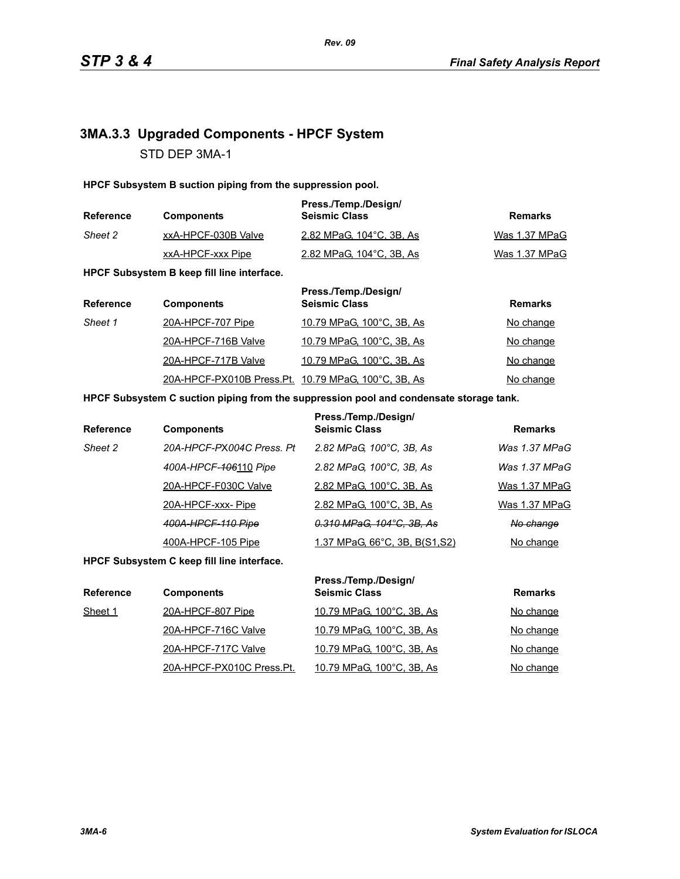## 3MA.3.3 Upgraded Components - HPCF System

STD DEP 3MA-1

**HPCF Subsystem B suction piping from the suppression pool.**

| Reference | Components | Press./Temp./Design/ Seismic Class | Remarks |
|---|---|---|---|
| *Sheet 2* | xxA-HPCF-030B Valve | 2.82 MPaG, 104°C, 3B, As | Was 1.37 MPaG |
| | xxA-HPCF-xxx Pipe | 2.82 MPaG, 104°C, 3B, As | Was 1.37 MPaG |

**HPCF Subsystem B keep fill line interface.**

| Reference | Components | Press./Temp./Design/ Seismic Class | Remarks |
|---|---|---|---|
| *Sheet 1* | 20A-HPCF-707 Pipe | 10.79 MPaG, 100°C, 3B, As | No change |
| | 20A-HPCF-716B Valve | 10.79 MPaG, 100°C, 3B, As | No change |
| | 20A-HPCF-717B Valve | 10.79 MPaG, 100°C, 3B, As | No change |
| | 20A-HPCF-PX010B Press.Pt. | 10.79 MPaG, 100°C, 3B, As | No change |

**HPCF Subsystem C suction piping from the suppression pool and condensate storage tank.**

| Reference | Components | Press./Temp./Design/ Seismic Class | Remarks |
|---|---|---|---|
| *Sheet 2* | *20A-HPCF-PX004C Press. Pt* | *2.82 MPaG, 100°C, 3B, As* | *Was 1.37 MPaG* |
| | *400A-HPCF-~~106~~110 Pipe* | *2.82 MPaG, 100°C, 3B, As* | *Was 1.37 MPaG* |
| | 20A-HPCF-F030C Valve | 2.82 MPaG, 100°C, 3B, As | Was 1.37 MPaG |
| | 20A-HPCF-xxx- Pipe | 2.82 MPaG, 100°C, 3B, As | Was 1.37 MPaG |
| | ~~*400A-HPCF-110 Pipe*~~ | ~~*0.310 MPaG, 104°C, 3B, As*~~ | ~~*No change*~~ |
| | 400A-HPCF-105 Pipe | 1.37 MPaG, 66°C, 3B, B(S1,S2) | No change |

**HPCF Subsystem C keep fill line interface.**

| Reference | Components | Press./Temp./Design/ Seismic Class | Remarks |
|---|---|---|---|
| Sheet 1 | 20A-HPCF-807 Pipe | 10.79 MPaG, 100°C, 3B, As | No change |
| | 20A-HPCF-716C Valve | 10.79 MPaG, 100°C, 3B, As | No change |
| | 20A-HPCF-717C Valve | 10.79 MPaG, 100°C, 3B, As | No change |
| | 20A-HPCF-PX010C Press.Pt. | 10.79 MPaG, 100°C, 3B, As | No change |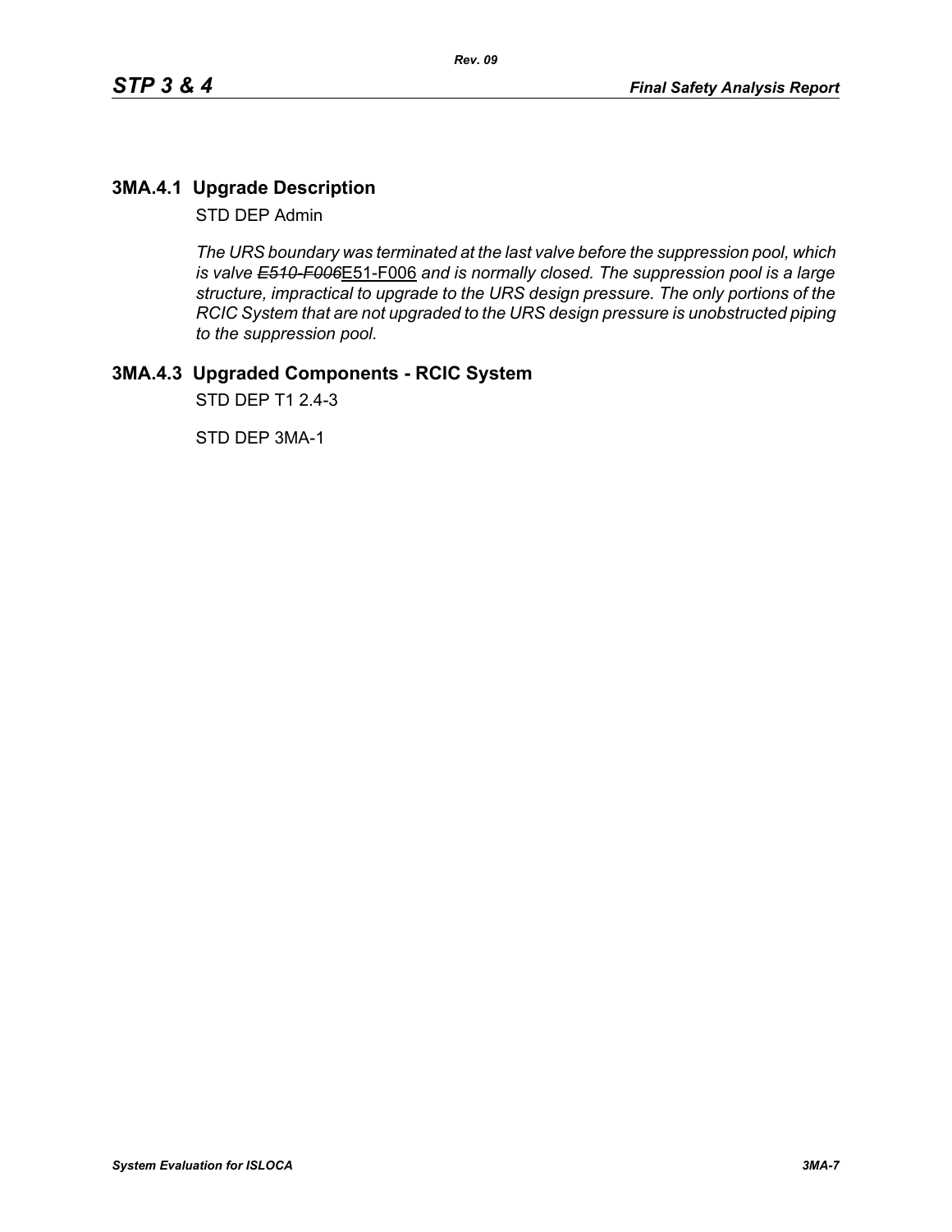## 3MA.4.1 Upgrade Description

STD DEP Admin

*The URS boundary was terminated at the last valve before the suppression pool, which is valve ~~E510-F006~~*E51-F006 *and is normally closed. The suppression pool is a large structure, impractical to upgrade to the URS design pressure. The only portions of the RCIC System that are not upgraded to the URS design pressure is unobstructed piping to the suppression pool.*

## 3MA.4.3 Upgraded Components - RCIC System

STD DEP T1 2.4-3

STD DEP 3MA-1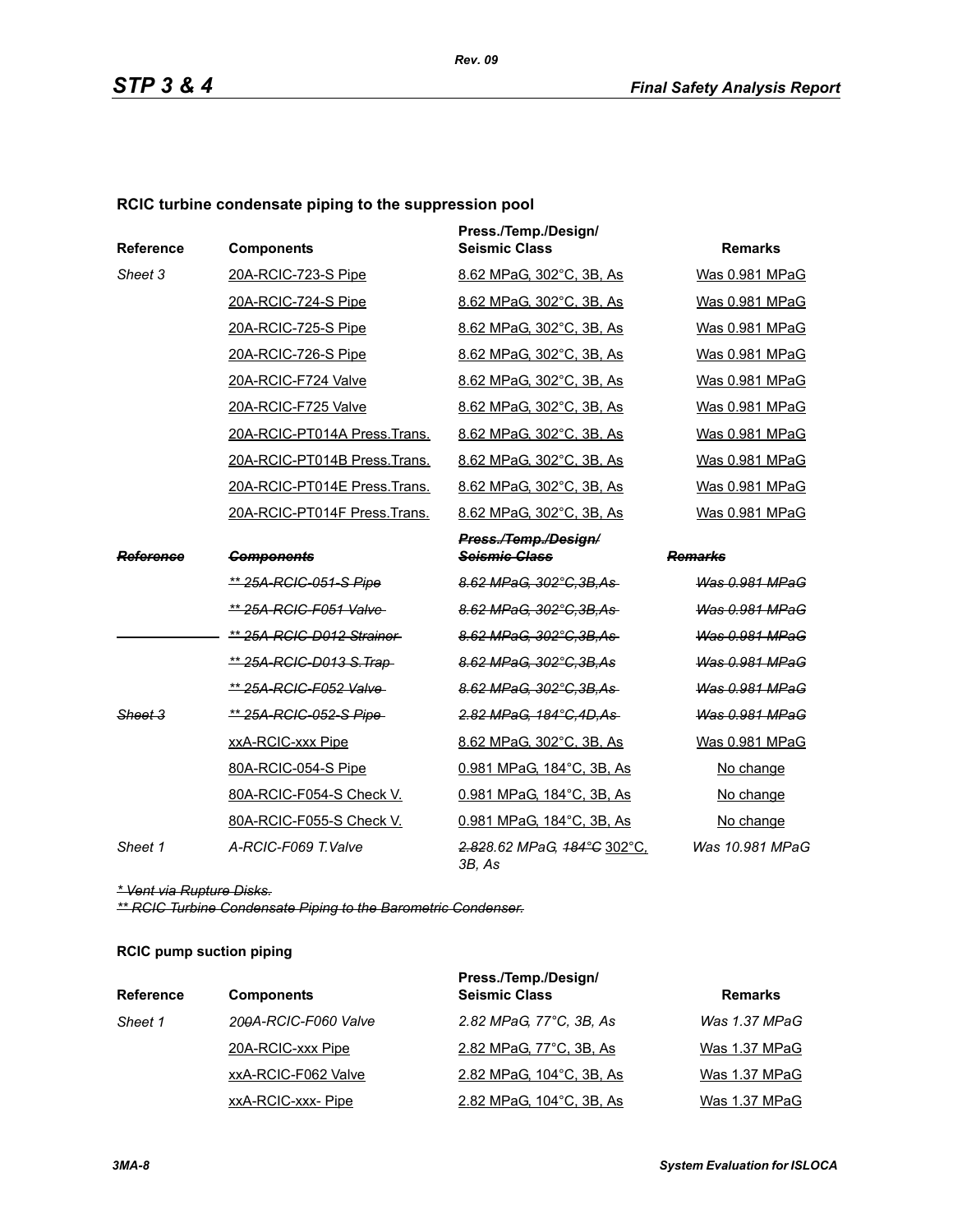**RCIC turbine condensate piping to the suppression pool**

| Reference | Components | Press./Temp./Design/ Seismic Class | Remarks |
|---|---|---|---|
| Sheet 3 | 20A-RCIC-723-S Pipe | 8.62 MPaG, 302°C, 3B, As | Was 0.981 MPaG |
| | 20A-RCIC-724-S Pipe | 8.62 MPaG, 302°C, 3B, As | Was 0.981 MPaG |
| | 20A-RCIC-725-S Pipe | 8.62 MPaG, 302°C, 3B, As | Was 0.981 MPaG |
| | 20A-RCIC-726-S Pipe | 8.62 MPaG, 302°C, 3B, As | Was 0.981 MPaG |
| | 20A-RCIC-F724 Valve | 8.62 MPaG, 302°C, 3B, As | Was 0.981 MPaG |
| | 20A-RCIC-F725 Valve | 8.62 MPaG, 302°C, 3B, As | Was 0.981 MPaG |
| | 20A-RCIC-PT014A Press.Trans. | 8.62 MPaG, 302°C, 3B, As | Was 0.981 MPaG |
| | 20A-RCIC-PT014B Press.Trans. | 8.62 MPaG, 302°C, 3B, As | Was 0.981 MPaG |
| | 20A-RCIC-PT014E Press.Trans. | 8.62 MPaG, 302°C, 3B, As | Was 0.981 MPaG |
| | 20A-RCIC-PT014F Press.Trans. | 8.62 MPaG, 302°C, 3B, As | Was 0.981 MPaG |

| ~~Reference~~ | ~~Components~~ | ~~Press./Temp./Design/ Seismic Class~~ | ~~Remarks~~ |
|---|---|---|---|
| | ~~** 25A-RCIC-051-S Pipe~~ | ~~8.62 MPaG, 302°C,3B,As~~ | ~~Was 0.981 MPaG~~ |
| | ~~** 25A-RCIC-F051 Valve~~ | ~~8.62 MPaG, 302°C,3B,As~~ | ~~Was 0.981 MPaG~~ |
| | ~~** 25A-RCIC-D012 Strainer~~ | ~~8.62 MPaG, 302°C,3B,As~~ | ~~Was 0.981 MPaG~~ |
| | ~~** 25A-RCIC-D013 S.Trap~~ | ~~8.62 MPaG, 302°C,3B,As~~ | ~~Was 0.981 MPaG~~ |
| | ~~** 25A-RCIC-F052 Valve~~ | ~~8.62 MPaG, 302°C,3B,As~~ | ~~Was 0.981 MPaG~~ |
| ~~Sheet 3~~ | ~~** 25A-RCIC-052-S Pipe~~ | ~~2.82 MPaG, 184°C,4D,As~~ | ~~Was 0.981 MPaG~~ |
| | xxA-RCIC-xxx Pipe | 8.62 MPaG, 302°C, 3B, As | Was 0.981 MPaG |
| | 80A-RCIC-054-S Pipe | 0.981 MPaG, 184°C, 3B, As | No change |
| | 80A-RCIC-F054-S Check V. | 0.981 MPaG, 184°C, 3B, As | No change |
| | 80A-RCIC-F055-S Check V. | 0.981 MPaG, 184°C, 3B, As | No change |
| *Sheet 1* | *A-RCIC-F069 T.Valve* | ~~*2.82*~~*8.62 MPaG,* ~~*184°C*~~ 302°C, *3B, As* | *Was 10.981 MPaG* |

~~* Vent via Rupture Disks.~~

~~** RCIC Turbine Condensate Piping to the Barometric Condenser.~~

**RCIC pump suction piping**

| Reference | Components | Press./Temp./Design/ Seismic Class | Remarks |
|---|---|---|---|
| *Sheet 1* | *20~~0~~A-RCIC-F060 Valve* | *2.82 MPaG, 77°C, 3B, As* | *Was 1.37 MPaG* |
| | 20A-RCIC-xxx Pipe | 2.82 MPaG, 77°C, 3B, As | Was 1.37 MPaG |
| | xxA-RCIC-F062 Valve | 2.82 MPaG, 104°C, 3B, As | Was 1.37 MPaG |
| | xxA-RCIC-xxx- Pipe | 2.82 MPaG, 104°C, 3B, As | Was 1.37 MPaG |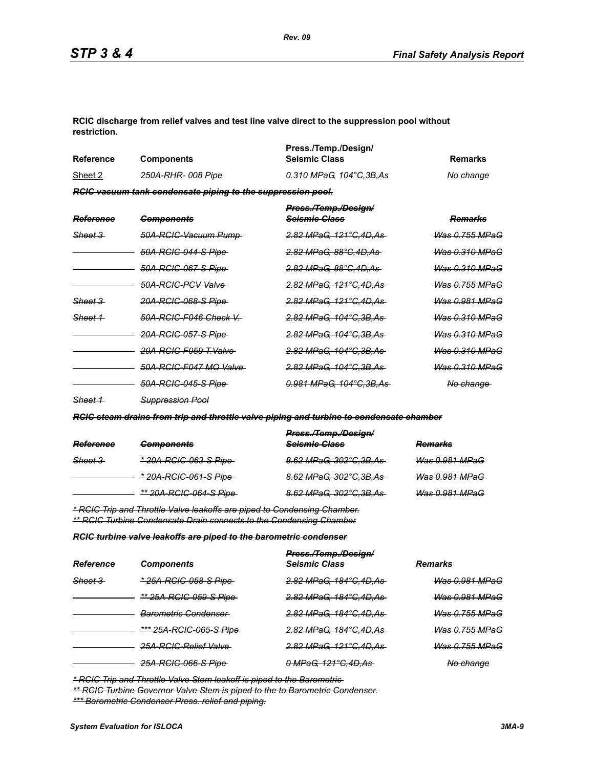**RCIC discharge from relief valves and test line valve direct to the suppression pool without restriction.**

| Reference | Components | Press./Temp./Design/ Seismic Class | Remarks |
|---|---|---|---|
| Sheet 2 | *250A-RHR- 008 Pipe* | *0.310 MPaG, 104°C,3B,As* | *No change* |

***~~RCIC vacuum tank condensate piping to the suppression pool.~~***

| ~~*Reference*~~ | ~~*Components*~~ | ~~*Press./Temp./Design/ Seismic Class*~~ | ~~*Remarks*~~ |
|---|---|---|---|
| ~~*Sheet 3*~~ | ~~*50A-RCIC-Vacuum Pump*~~ | ~~*2.82 MPaG, 121°C,4D,As*~~ | ~~*Was 0.755 MPaG*~~ |
| | ~~*50A-RCIC-044-S Pipe*~~ | ~~*2.82 MPaG, 88°C,4D,As*~~ | ~~*Was 0.310 MPaG*~~ |
| | ~~*50A-RCIC-067-S Pipe*~~ | ~~*2.82 MPaG, 88°C,4D,As*~~ | ~~*Was 0.310 MPaG*~~ |
| | ~~*50A-RCIC-PCV Valve*~~ | ~~*2.82 MPaG, 121°C,4D,As*~~ | ~~*Was 0.755 MPaG*~~ |
| ~~*Sheet 3*~~ | ~~*20A-RCIC-068-S Pipe*~~ | ~~*2.82 MPaG, 121°C,4D,As*~~ | ~~*Was 0.981 MPaG*~~ |
| ~~*Sheet 1*~~ | ~~*50A-RCIC-F046 Check V.*~~ | ~~*2.82 MPaG, 104°C,3B,As*~~ | ~~*Was 0.310 MPaG*~~ |
| | ~~*20A-RCIC-057-S Pipe*~~ | ~~*2.82 MPaG, 104°C,3B,As*~~ | ~~*Was 0.310 MPaG*~~ |
| | ~~*20A-RCIC-F059 T.Valve*~~ | ~~*2.82 MPaG, 104°C,3B,As*~~ | ~~*Was 0.310 MPaG*~~ |
| | ~~*50A-RCIC-F047 MO Valve*~~ | ~~*2.82 MPaG, 104°C,3B,As*~~ | ~~*Was 0.310 MPaG*~~ |
| | ~~*50A-RCIC-045-S Pipe*~~ | ~~*0.981 MPaG, 104°C,3B,As*~~ | ~~*No change*~~ |
| ~~*Sheet 1*~~ | ~~*Suppression Pool*~~ | | |

***~~RCIC steam drains from trip and throttle valve piping and turbine to condensate chamber~~***

| ~~*Reference*~~ | ~~*Components*~~ | ~~*Press./Temp./Design/ Seismic Class*~~ | ~~*Remarks*~~ |
|---|---|---|---|
| ~~*Sheet 3*~~ | ~~*\* 20A-RCIC-063-S Pipe*~~ | ~~*8.62 MPaG, 302°C,3B,As*~~ | ~~*Was 0.981 MPaG*~~ |
| | ~~*\* 20A-RCIC-061-S Pipe*~~ | ~~*8.62 MPaG, 302°C,3B,As*~~ | ~~*Was 0.981 MPaG*~~ |
| | ~~*\*\* 20A-RCIC-064-S Pipe*~~ | ~~*8.62 MPaG, 302°C,3B,As*~~ | ~~*Was 0.981 MPaG*~~ |

~~*\* RCIC Trip and Throttle Valve leakoffs are piped to Condensing Chamber.*~~
~~*\*\* RCIC Turbine Condensate Drain connects to the Condensing Chamber*~~

***~~RCIC turbine valve leakoffs are piped to the barometric condenser~~***

| ~~*Reference*~~ | ~~*Components*~~ | ~~*Press./Temp./Design/ Seismic Class*~~ | ~~*Remarks*~~ |
|---|---|---|---|
| ~~*Sheet 3*~~ | ~~*\* 25A-RCIC-058-S Pipe*~~ | ~~*2.82 MPaG, 184°C,4D,As*~~ | ~~*Was 0.981 MPaG*~~ |
| | ~~*\*\* 25A-RCIC-059-S Pipe*~~ | ~~*2.82 MPaG, 184°C,4D,As*~~ | ~~*Was 0.981 MPaG*~~ |
| | ~~*Barometric Condenser*~~ | ~~*2.82 MPaG, 184°C,4D,As*~~ | ~~*Was 0.755 MPaG*~~ |
| | ~~*\*\*\* 25A-RCIC-065-S Pipe*~~ | ~~*2.82 MPaG, 184°C,4D,As*~~ | ~~*Was 0.755 MPaG*~~ |
| | ~~*25A-RCIC-Relief Valve*~~ | ~~*2.82 MPaG, 121°C,4D,As*~~ | ~~*Was 0.755 MPaG*~~ |
| | ~~*25A-RCIC-066-S Pipe*~~ | ~~*0 MPaG, 121°C,4D,As*~~ | ~~*No change*~~ |

~~*\* RCIC Trip and Throttle Valve Stem leakoff is piped to the Barometric*~~
~~*\*\* RCIC Turbine Governor Valve Stem is piped to the to Barometric Condenser.*~~
~~*\*\*\* Barometric Condenser Press. relief and piping.*~~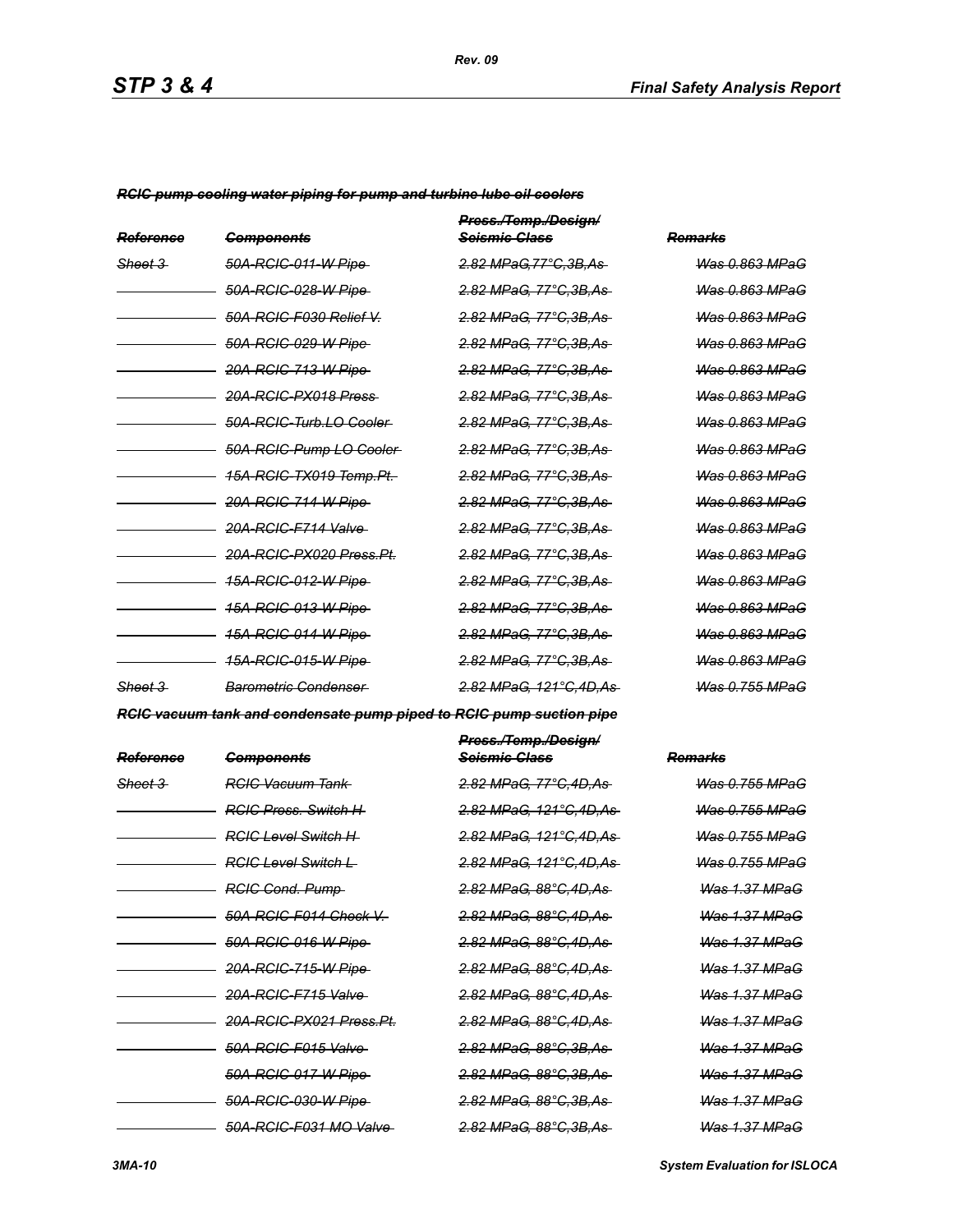~~*RCIC pump cooling water piping for pump and turbine lube oil coolers*~~

| ~~*Reference*~~ | ~~*Components*~~ | ~~*Press./Temp./Design/ Seismic Class*~~ | ~~*Remarks*~~ |
|---|---|---|---|
| ~~*Sheet 3*~~ | ~~*50A-RCIC-011-W Pipe*~~ | ~~*2.82 MPaG,77°C,3B,As*~~ | ~~*Was 0.863 MPaG*~~ |
| | ~~*50A-RCIC-028-W Pipe*~~ | ~~*2.82 MPaG, 77°C,3B,As*~~ | ~~*Was 0.863 MPaG*~~ |
| | ~~*50A-RCIC-F030 Relief V.*~~ | ~~*2.82 MPaG, 77°C,3B,As*~~ | ~~*Was 0.863 MPaG*~~ |
| | ~~*50A-RCIC-029-W Pipe*~~ | ~~*2.82 MPaG, 77°C,3B,As*~~ | ~~*Was 0.863 MPaG*~~ |
| | ~~*20A-RCIC-713-W Pipe*~~ | ~~*2.82 MPaG, 77°C,3B,As*~~ | ~~*Was 0.863 MPaG*~~ |
| | ~~*20A-RCIC-PX018 Press*~~ | ~~*2.82 MPaG, 77°C,3B,As*~~ | ~~*Was 0.863 MPaG*~~ |
| | ~~*50A-RCIC-Turb.LO Cooler*~~ | ~~*2.82 MPaG, 77°C,3B,As*~~ | ~~*Was 0.863 MPaG*~~ |
| | ~~*50A-RCIC-Pump LO Cooler*~~ | ~~*2.82 MPaG, 77°C,3B,As*~~ | ~~*Was 0.863 MPaG*~~ |
| | ~~*15A-RCIC-TX019 Temp.Pt.*~~ | ~~*2.82 MPaG, 77°C,3B,As*~~ | ~~*Was 0.863 MPaG*~~ |
| | ~~*20A-RCIC-714-W Pipe*~~ | ~~*2.82 MPaG, 77°C,3B,As*~~ | ~~*Was 0.863 MPaG*~~ |
| | ~~*20A-RCIC-F714 Valve*~~ | ~~*2.82 MPaG, 77°C,3B,As*~~ | ~~*Was 0.863 MPaG*~~ |
| | ~~*20A-RCIC-PX020 Press.Pt.*~~ | ~~*2.82 MPaG, 77°C,3B,As*~~ | ~~*Was 0.863 MPaG*~~ |
| | ~~*15A-RCIC-012-W Pipe*~~ | ~~*2.82 MPaG, 77°C,3B,As*~~ | ~~*Was 0.863 MPaG*~~ |
| | ~~*15A-RCIC-013-W Pipe*~~ | ~~*2.82 MPaG, 77°C,3B,As*~~ | ~~*Was 0.863 MPaG*~~ |
| | ~~*15A-RCIC-014-W Pipe*~~ | ~~*2.82 MPaG, 77°C,3B,As*~~ | ~~*Was 0.863 MPaG*~~ |
| | ~~*15A-RCIC-015-W Pipe*~~ | ~~*2.82 MPaG, 77°C,3B,As*~~ | ~~*Was 0.863 MPaG*~~ |
| ~~*Sheet 3*~~ | ~~*Barometric Condenser*~~ | ~~*2.82 MPaG, 121°C,4D,As*~~ | ~~*Was 0.755 MPaG*~~ |

~~*RCIC vacuum tank and condensate pump piped to RCIC pump suction pipe*~~

| ~~*Reference*~~ | ~~*Components*~~ | ~~*Press./Temp./Design/ Seismic Class*~~ | ~~*Remarks*~~ |
|---|---|---|---|
| ~~*Sheet 3*~~ | ~~*RCIC Vacuum Tank*~~ | ~~*2.82 MPaG, 77°C,4D,As*~~ | ~~*Was 0.755 MPaG*~~ |
| | ~~*RCIC Press. Switch H*~~ | ~~*2.82 MPaG, 121°C,4D,As*~~ | ~~*Was 0.755 MPaG*~~ |
| | ~~*RCIC Level Switch H*~~ | ~~*2.82 MPaG, 121°C,4D,As*~~ | ~~*Was 0.755 MPaG*~~ |
| | ~~*RCIC Level Switch L*~~ | ~~*2.82 MPaG, 121°C,4D,As*~~ | ~~*Was 0.755 MPaG*~~ |
| | ~~*RCIC Cond. Pump*~~ | ~~*2.82 MPaG, 88°C,4D,As*~~ | ~~*Was 1.37 MPaG*~~ |
| | ~~*50A-RCIC-F014 Check V.*~~ | ~~*2.82 MPaG, 88°C,4D,As*~~ | ~~*Was 1.37 MPaG*~~ |
| | ~~*50A-RCIC-016-W Pipe*~~ | ~~*2.82 MPaG, 88°C,4D,As*~~ | ~~*Was 1.37 MPaG*~~ |
| | ~~*20A-RCIC-715-W Pipe*~~ | ~~*2.82 MPaG, 88°C,4D,As*~~ | ~~*Was 1.37 MPaG*~~ |
| | ~~*20A-RCIC-F715 Valve*~~ | ~~*2.82 MPaG, 88°C,4D,As*~~ | ~~*Was 1.37 MPaG*~~ |
| | ~~*20A-RCIC-PX021 Press.Pt.*~~ | ~~*2.82 MPaG, 88°C,4D,As*~~ | ~~*Was 1.37 MPaG*~~ |
| | ~~*50A-RCIC-F015 Valve*~~ | ~~*2.82 MPaG, 88°C,3B,As*~~ | ~~*Was 1.37 MPaG*~~ |
| | ~~*50A-RCIC-017-W Pipe*~~ | ~~*2.82 MPaG, 88°C,3B,As*~~ | ~~*Was 1.37 MPaG*~~ |
| | ~~*50A-RCIC-030-W Pipe*~~ | ~~*2.82 MPaG, 88°C,3B,As*~~ | ~~*Was 1.37 MPaG*~~ |
| | ~~*50A-RCIC-F031 MO Valve*~~ | ~~*2.82 MPaG, 88°C,3B,As*~~ | ~~*Was 1.37 MPaG*~~ |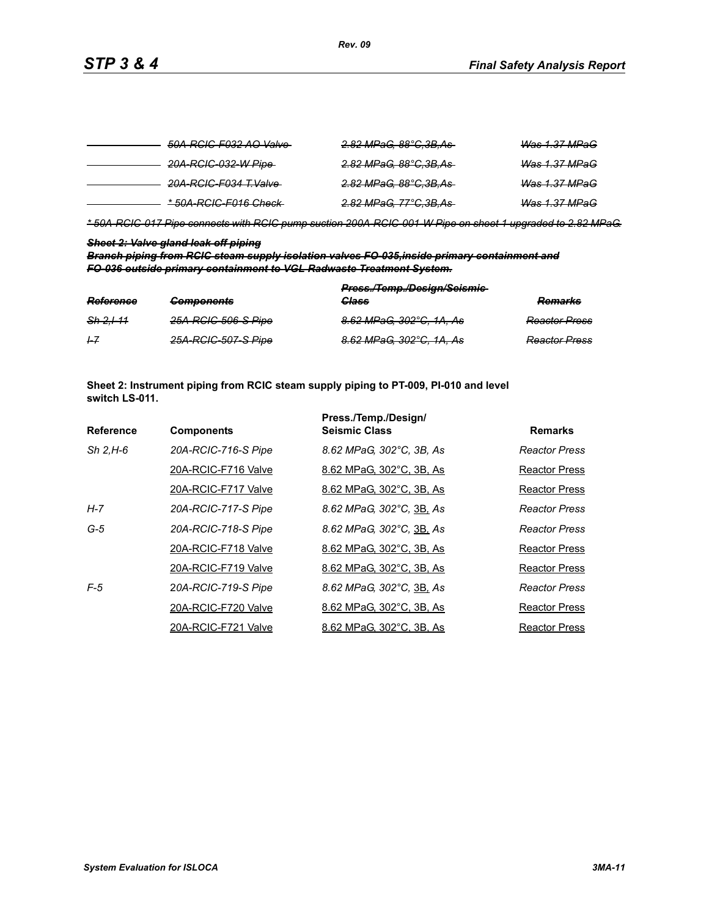| | ~~50A-RCIC-F032 AO Valve~~ | ~~2.82 MPaG, 88°C,3B,As~~ | ~~Was 1.37 MPaG~~ |
|---|---|---|---|
| | ~~20A-RCIC-032-W Pipe~~ | ~~2.82 MPaG, 88°C,3B,As~~ | ~~Was 1.37 MPaG~~ |
| | ~~20A-RCIC-F034 T.Valve~~ | ~~2.82 MPaG, 88°C,3B,As~~ | ~~Was 1.37 MPaG~~ |
| | ~~* 50A-RCIC-F016 Check~~ | ~~2.82 MPaG, 77°C,3B,As~~ | ~~Was 1.37 MPaG~~ |

~~* 50A-RCIC-017 Pipe connects with RCIC pump suction 200A-RCIC-001-W Pipe on sheet 1 upgraded to 2.82 MPaG.~~

~~**Sheet 2: Valve gland leak-off piping**~~

~~**Branch piping from RCIC steam supply isolation valves FO-035,inside primary containment and FO-036 outside primary containment to VGL Radwaste Treatment System.**~~

| ~~Reference~~ | ~~Components~~ | ~~Press./Temp./Design/Seismic Class~~ | ~~Remarks~~ |
|---|---|---|---|
| ~~Sh 2,I-11~~ | ~~25A-RCIC-506-S Pipe~~ | ~~8.62 MPaG, 302°C, 1A, As~~ | ~~Reactor Press~~ |
| ~~I-7~~ | ~~25A-RCIC-507-S Pipe~~ | ~~8.62 MPaG, 302°C, 1A, As~~ | ~~Reactor Press~~ |

**Sheet 2: Instrument piping from RCIC steam supply piping to PT-009, PI-010 and level switch LS-011.**

| Reference | Components | Press./Temp./Design/ Seismic Class | Remarks |
|---|---|---|---|
| *Sh 2,H-6* | *20A-RCIC-716-S Pipe* | *8.62 MPaG, 302°C, 3B, As* | *Reactor Press* |
| | 20A-RCIC-F716 Valve | 8.62 MPaG, 302°C, 3B, As | Reactor Press |
| | 20A-RCIC-F717 Valve | 8.62 MPaG, 302°C, 3B, As | Reactor Press |
| *H-7* | *20A-RCIC-717-S Pipe* | *8.62 MPaG, 302°C, 3B, As* | *Reactor Press* |
| *G-5* | *20A-RCIC-718-S Pipe* | *8.62 MPaG, 302°C, 3B, As* | *Reactor Press* |
| | 20A-RCIC-F718 Valve | 8.62 MPaG, 302°C, 3B, As | Reactor Press |
| | 20A-RCIC-F719 Valve | 8.62 MPaG, 302°C, 3B, As | Reactor Press |
| *F-5* | *20A-RCIC-719-S Pipe* | *8.62 MPaG, 302°C, 3B, As* | *Reactor Press* |
| | 20A-RCIC-F720 Valve | 8.62 MPaG, 302°C, 3B, As | Reactor Press |
| | 20A-RCIC-F721 Valve | 8.62 MPaG, 302°C, 3B, As | Reactor Press |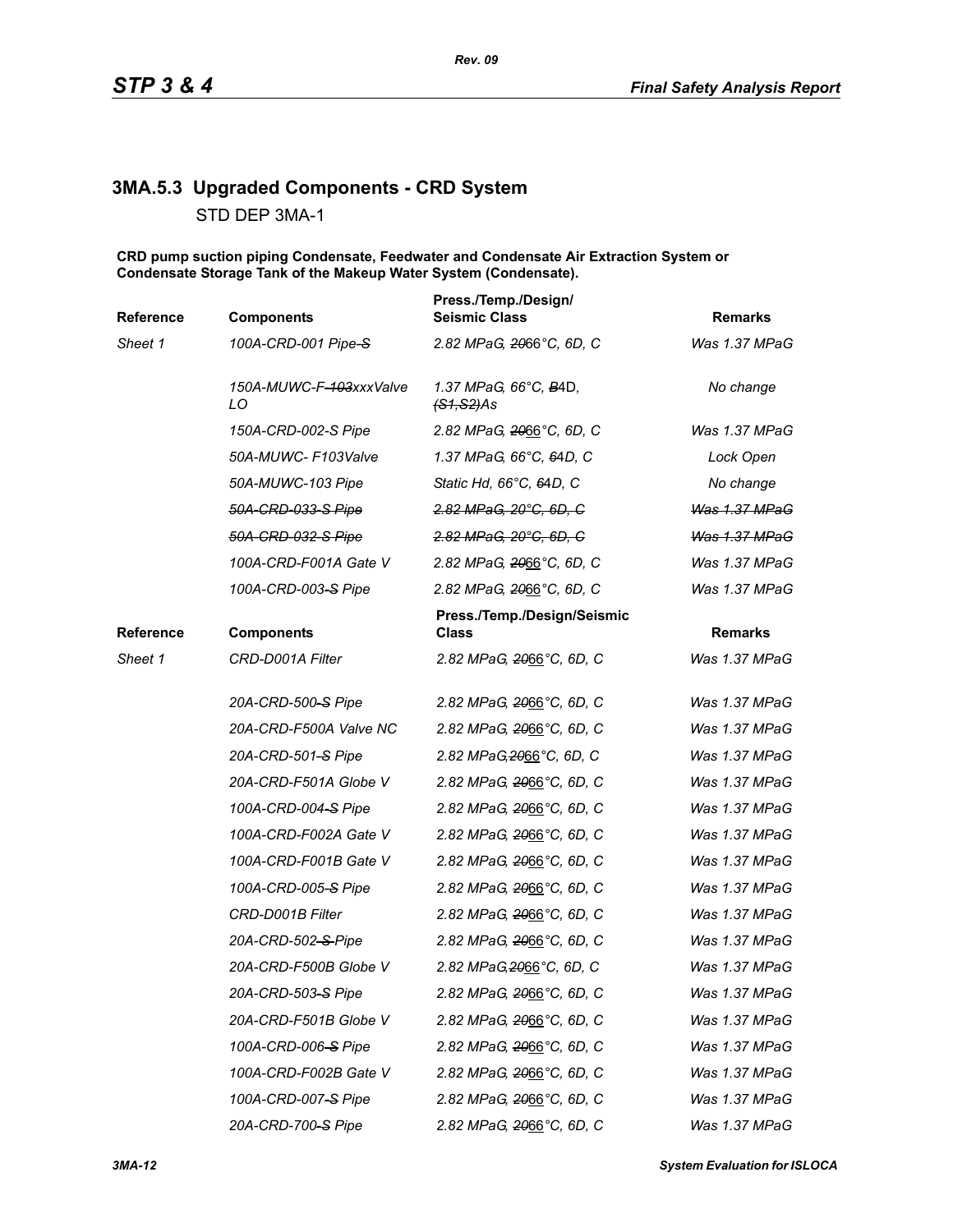## 3MA.5.3 Upgraded Components - CRD System

STD DEP 3MA-1

**CRD pump suction piping Condensate, Feedwater and Condensate Air Extraction System or Condensate Storage Tank of the Makeup Water System (Condensate).**

| Reference | Components | Press./Temp./Design/ Seismic Class | Remarks |
|---|---|---|---|
| *Sheet 1* | *100A-CRD-001 Pipe ~~-S~~* | *2.82 MPaG, ~~20~~66°C, 6D, C* | *Was 1.37 MPaG* |
| | *150A-MUWC-F-~~103~~xxxValve LO* | *1.37 MPaG, 66°C, ~~B~~4D, ~~(S1,S2)~~As* | *No change* |
| | *150A-CRD-002-S Pipe* | *2.82 MPaG, ~~20~~66°C, 6D, C* | *Was 1.37 MPaG* |
| | *50A-MUWC- F103Valve* | *1.37 MPaG, 66°C, ~~6~~4D, C* | *Lock Open* |
| | *50A-MUWC-103 Pipe* | *Static Hd, 66°C, ~~6~~4D, C* | *No change* |
| | ~~*50A-CRD-033-S Pipe*~~ | ~~*2.82 MPaG, 20°C, 6D, C*~~ | ~~*Was 1.37 MPaG*~~ |
| | ~~*50A-CRD-032-S Pipe*~~ | ~~*2.82 MPaG, 20°C, 6D, C*~~ | ~~*Was 1.37 MPaG*~~ |
| | *100A-CRD-F001A Gate V* | *2.82 MPaG, ~~20~~66°C, 6D, C* | *Was 1.37 MPaG* |
| | *100A-CRD-003~~-S~~ Pipe* | *2.82 MPaG, ~~20~~66°C, 6D, C* | *Was 1.37 MPaG* |

| Reference | Components | Press./Temp./Design/Seismic Class | Remarks |
|---|---|---|---|
| *Sheet 1* | *CRD-D001A Filter* | *2.82 MPaG, ~~20~~66°C, 6D, C* | *Was 1.37 MPaG* |
| | *20A-CRD-500~~-S~~ Pipe* | *2.82 MPaG, ~~20~~66°C, 6D, C* | *Was 1.37 MPaG* |
| | *20A-CRD-F500A Valve NC* | *2.82 MPaG, ~~20~~66°C, 6D, C* | *Was 1.37 MPaG* |
| | *20A-CRD-501~~-S~~ Pipe* | *2.82 MPaG,~~20~~66°C, 6D, C* | *Was 1.37 MPaG* |
| | *20A-CRD-F501A Globe V* | *2.82 MPaG, ~~20~~66°C, 6D, C* | *Was 1.37 MPaG* |
| | *100A-CRD-004~~-S~~ Pipe* | *2.82 MPaG, ~~20~~66°C, 6D, C* | *Was 1.37 MPaG* |
| | *100A-CRD-F002A Gate V* | *2.82 MPaG, ~~20~~66°C, 6D, C* | *Was 1.37 MPaG* |
| | *100A-CRD-F001B Gate V* | *2.82 MPaG, ~~20~~66°C, 6D, C* | *Was 1.37 MPaG* |
| | *100A-CRD-005~~-S~~ Pipe* | *2.82 MPaG, ~~20~~66°C, 6D, C* | *Was 1.37 MPaG* |
| | *CRD-D001B Filter* | *2.82 MPaG, ~~20~~66°C, 6D, C* | *Was 1.37 MPaG* |
| | *20A-CRD-502~~-S~~ Pipe* | *2.82 MPaG, ~~20~~66°C, 6D, C* | *Was 1.37 MPaG* |
| | *20A-CRD-F500B Globe V* | *2.82 MPaG,~~20~~66°C, 6D, C* | *Was 1.37 MPaG* |
| | *20A-CRD-503~~-S~~ Pipe* | *2.82 MPaG, ~~20~~66°C, 6D, C* | *Was 1.37 MPaG* |
| | *20A-CRD-F501B Globe V* | *2.82 MPaG, ~~20~~66°C, 6D, C* | *Was 1.37 MPaG* |
| | *100A-CRD-006~~-S~~ Pipe* | *2.82 MPaG, ~~20~~66°C, 6D, C* | *Was 1.37 MPaG* |
| | *100A-CRD-F002B Gate V* | *2.82 MPaG, ~~20~~66°C, 6D, C* | *Was 1.37 MPaG* |
| | *100A-CRD-007~~-S~~ Pipe* | *2.82 MPaG, ~~20~~66°C, 6D, C* | *Was 1.37 MPaG* |
| | *20A-CRD-700~~-S~~ Pipe* | *2.82 MPaG, ~~20~~66°C, 6D, C* | *Was 1.37 MPaG* |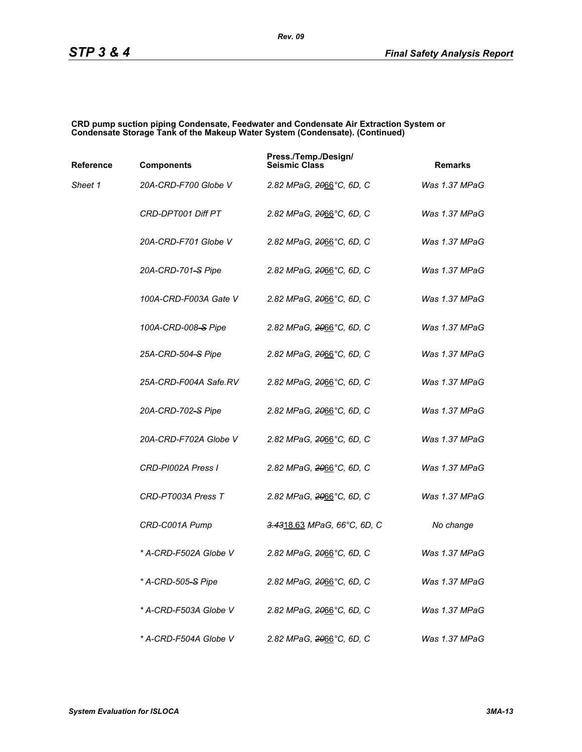**CRD pump suction piping Condensate, Feedwater and Condensate Air Extraction System or Condensate Storage Tank of the Makeup Water System (Condensate). (Continued)**

| Reference | Components | Press./Temp./Design/ Seismic Class | Remarks |
|---|---|---|---|
| *Sheet 1* | *20A-CRD-F700 Globe V* | *2.82 MPaG, ~~20~~66°C, 6D, C* | *Was 1.37 MPaG* |
| | *CRD-DPT001 Diff PT* | *2.82 MPaG, ~~20~~66°C, 6D, C* | *Was 1.37 MPaG* |
| | *20A-CRD-F701 Globe V* | *2.82 MPaG, ~~20~~66°C, 6D, C* | *Was 1.37 MPaG* |
| | *20A-CRD-701~~-S~~ Pipe* | *2.82 MPaG, ~~20~~66°C, 6D, C* | *Was 1.37 MPaG* |
| | *100A-CRD-F003A Gate V* | *2.82 MPaG, ~~20~~66°C, 6D, C* | *Was 1.37 MPaG* |
| | *100A-CRD-008~~-S~~ Pipe* | *2.82 MPaG, ~~20~~66°C, 6D, C* | *Was 1.37 MPaG* |
| | *25A-CRD-504~~-S~~ Pipe* | *2.82 MPaG, ~~20~~66°C, 6D, C* | *Was 1.37 MPaG* |
| | *25A-CRD-F004A Safe.RV* | *2.82 MPaG, ~~20~~66°C, 6D, C* | *Was 1.37 MPaG* |
| | *20A-CRD-702~~-S~~ Pipe* | *2.82 MPaG, ~~20~~66°C, 6D, C* | *Was 1.37 MPaG* |
| | *20A-CRD-F702A Globe V* | *2.82 MPaG, ~~20~~66°C, 6D, C* | *Was 1.37 MPaG* |
| | *CRD-PI002A Press I* | *2.82 MPaG, ~~20~~66°C, 6D, C* | *Was 1.37 MPaG* |
| | *CRD-PT003A Press T* | *2.82 MPaG, ~~20~~66°C, 6D, C* | *Was 1.37 MPaG* |
| | *CRD-C001A Pump* | *~~3.43~~18.63 MPaG, 66°C, 6D, C* | *No change* |
| | ** A-CRD-F502A Globe V* | *2.82 MPaG, ~~20~~66°C, 6D, C* | *Was 1.37 MPaG* |
| | ** A-CRD-505~~-S~~ Pipe* | *2.82 MPaG, ~~20~~66°C, 6D, C* | *Was 1.37 MPaG* |
| | ** A-CRD-F503A Globe V* | *2.82 MPaG, ~~20~~66°C, 6D, C* | *Was 1.37 MPaG* |
| | ** A-CRD-F504A Globe V* | *2.82 MPaG, ~~20~~66°C, 6D, C* | *Was 1.37 MPaG* |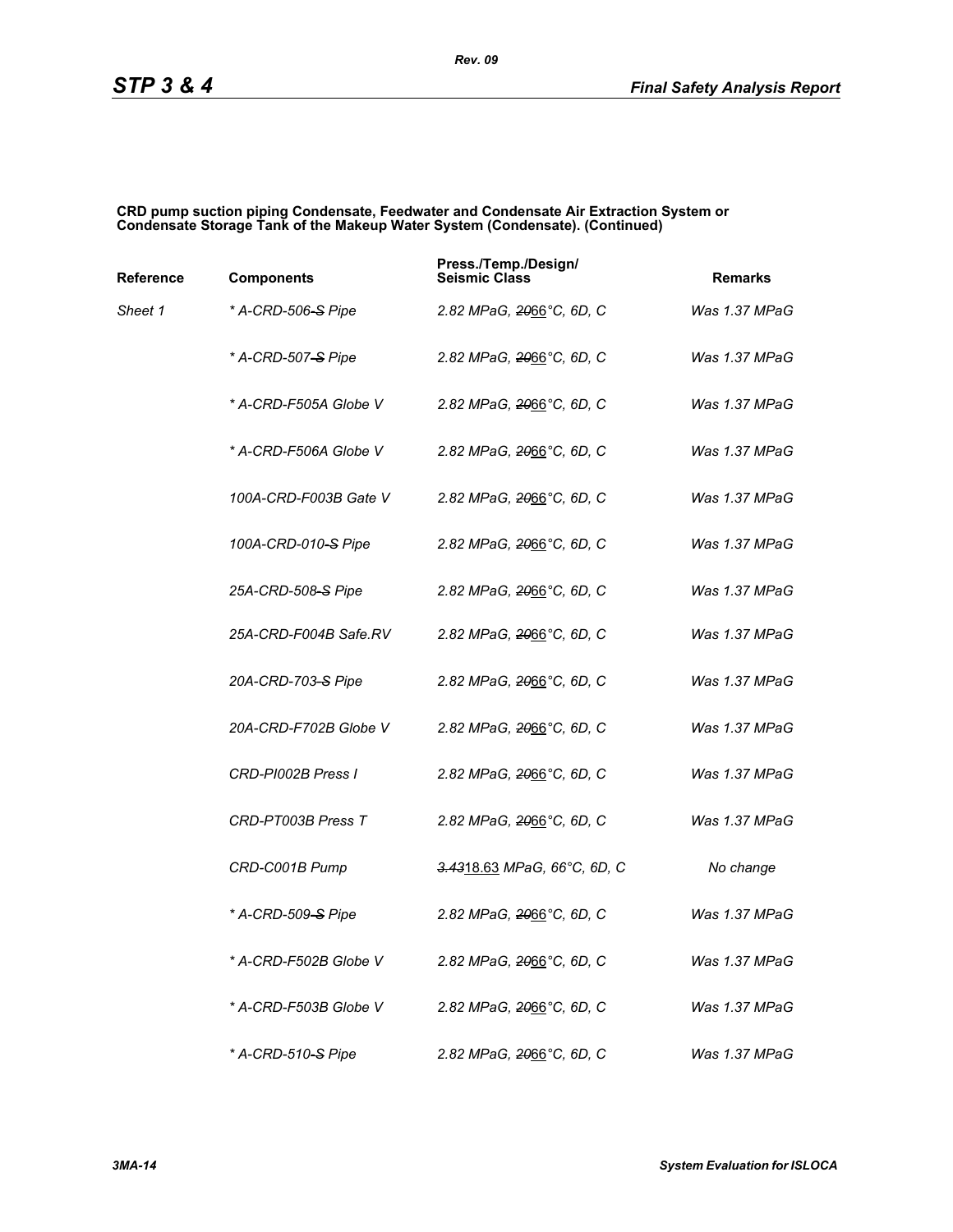**CRD pump suction piping Condensate, Feedwater and Condensate Air Extraction System or Condensate Storage Tank of the Makeup Water System (Condensate). (Continued)**

| Reference | Components | Press./Temp./Design/ Seismic Class | Remarks |
|---|---|---|---|
| *Sheet 1* | *\* A-CRD-506 ~~-S~~ Pipe* | *2.82 MPaG, ~~20~~66°C, 6D, C* | *Was 1.37 MPaG* |
| | *\* A-CRD-507 ~~-S~~ Pipe* | *2.82 MPaG, ~~20~~66°C, 6D, C* | *Was 1.37 MPaG* |
| | *\* A-CRD-F505A Globe V* | *2.82 MPaG, ~~20~~66°C, 6D, C* | *Was 1.37 MPaG* |
| | *\* A-CRD-F506A Globe V* | *2.82 MPaG, ~~20~~66°C, 6D, C* | *Was 1.37 MPaG* |
| | *100A-CRD-F003B Gate V* | *2.82 MPaG, ~~20~~66°C, 6D, C* | *Was 1.37 MPaG* |
| | *100A-CRD-010 ~~-S~~ Pipe* | *2.82 MPaG, ~~20~~66°C, 6D, C* | *Was 1.37 MPaG* |
| | *25A-CRD-508 ~~-S~~ Pipe* | *2.82 MPaG, ~~20~~66°C, 6D, C* | *Was 1.37 MPaG* |
| | *25A-CRD-F004B Safe.RV* | *2.82 MPaG, ~~20~~66°C, 6D, C* | *Was 1.37 MPaG* |
| | *20A-CRD-703 ~~-S~~ Pipe* | *2.82 MPaG, ~~20~~66°C, 6D, C* | *Was 1.37 MPaG* |
| | *20A-CRD-F702B Globe V* | *2.82 MPaG, ~~20~~66°C, 6D, C* | *Was 1.37 MPaG* |
| | *CRD-PI002B Press I* | *2.82 MPaG, ~~20~~66°C, 6D, C* | *Was 1.37 MPaG* |
| | *CRD-PT003B Press T* | *2.82 MPaG, ~~20~~66°C, 6D, C* | *Was 1.37 MPaG* |
| | *CRD-C001B Pump* | *~~3.43~~18.63 MPaG, 66°C, 6D, C* | *No change* |
| | *\* A-CRD-509 ~~-S~~ Pipe* | *2.82 MPaG, ~~20~~66°C, 6D, C* | *Was 1.37 MPaG* |
| | *\* A-CRD-F502B Globe V* | *2.82 MPaG, ~~20~~66°C, 6D, C* | *Was 1.37 MPaG* |
| | *\* A-CRD-F503B Globe V* | *2.82 MPaG, ~~20~~66°C, 6D, C* | *Was 1.37 MPaG* |
| | *\* A-CRD-510 ~~-S~~ Pipe* | *2.82 MPaG, ~~20~~66°C, 6D, C* | *Was 1.37 MPaG* |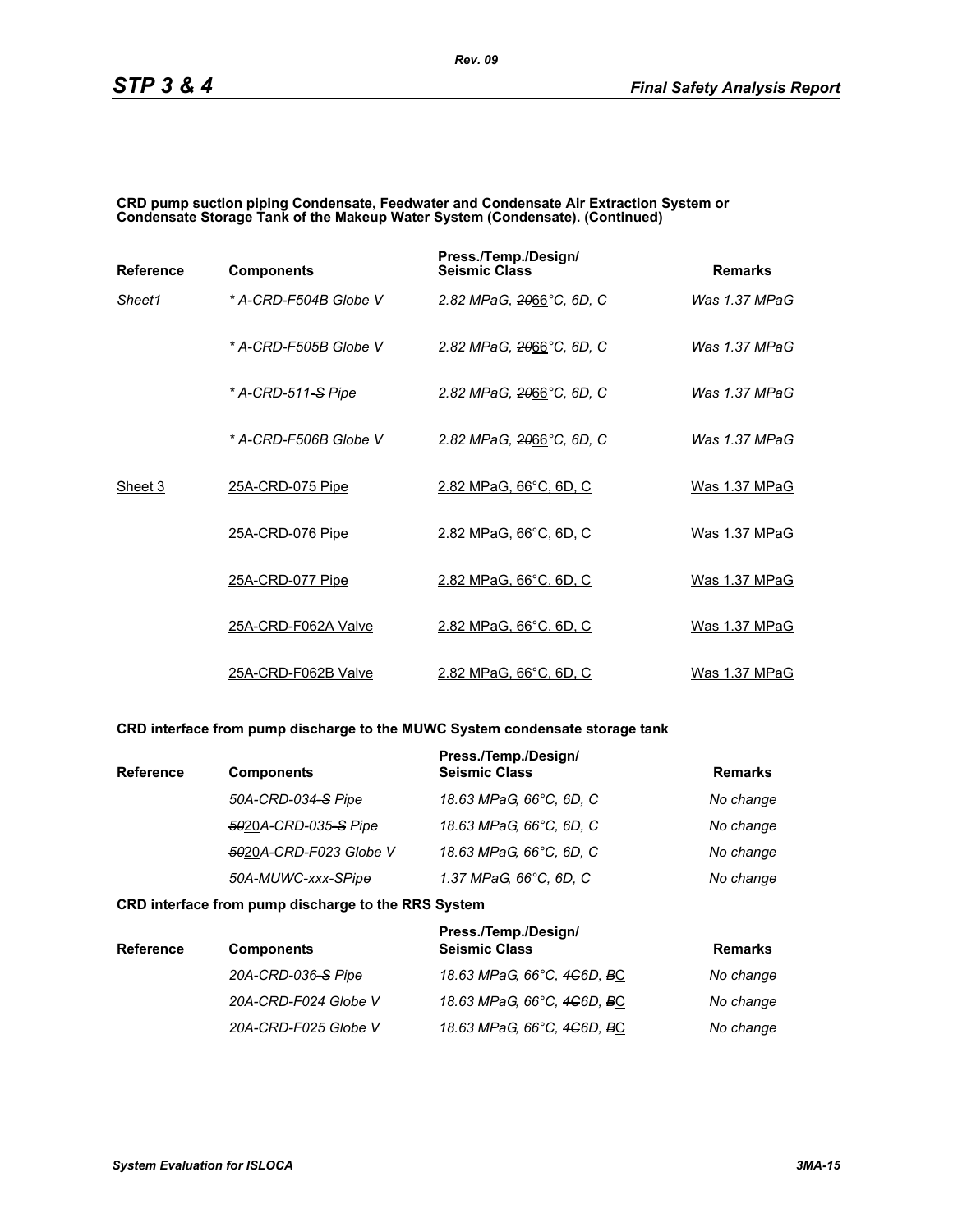**CRD pump suction piping Condensate, Feedwater and Condensate Air Extraction System or Condensate Storage Tank of the Makeup Water System (Condensate). (Continued)**

| Reference | Components | Press./Temp./Design/ Seismic Class | Remarks |
|---|---|---|---|
| *Sheet1* | *\* A-CRD-F504B Globe V* | *2.82 MPaG, ~~20~~66°C, 6D, C* | *Was 1.37 MPaG* |
| | *\* A-CRD-F505B Globe V* | *2.82 MPaG, ~~20~~66°C, 6D, C* | *Was 1.37 MPaG* |
| | *\* A-CRD-511~~-S~~ Pipe* | *2.82 MPaG, ~~20~~66°C, 6D, C* | *Was 1.37 MPaG* |
| | *\* A-CRD-F506B Globe V* | *2.82 MPaG, ~~20~~66°C, 6D, C* | *Was 1.37 MPaG* |
| Sheet 3 | 25A-CRD-075 Pipe | 2.82 MPaG, 66°C, 6D, C | Was 1.37 MPaG |
| | 25A-CRD-076 Pipe | 2.82 MPaG, 66°C, 6D, C | Was 1.37 MPaG |
| | 25A-CRD-077 Pipe | 2.82 MPaG, 66°C, 6D, C | Was 1.37 MPaG |
| | 25A-CRD-F062A Valve | 2.82 MPaG, 66°C, 6D, C | Was 1.37 MPaG |
| | 25A-CRD-F062B Valve | 2.82 MPaG, 66°C, 6D, C | Was 1.37 MPaG |

**CRD interface from pump discharge to the MUWC System condensate storage tank**

| Reference | Components | Press./Temp./Design/ Seismic Class | Remarks |
|---|---|---|---|
| | *50A-CRD-034~~-S~~ Pipe* | *18.63 MPaG, 66°C, 6D, C* | *No change* |
| | *~~50~~20A-CRD-035~~-S~~ Pipe* | *18.63 MPaG, 66°C, 6D, C* | *No change* |
| | *~~50~~20A-CRD-F023 Globe V* | *18.63 MPaG, 66°C, 6D, C* | *No change* |
| | *50A-MUWC-xxx~~-S~~Pipe* | *1.37 MPaG, 66°C, 6D, C* | *No change* |

**CRD interface from pump discharge to the RRS System**

| Reference | Components | Press./Temp./Design/ Seismic Class | Remarks |
|---|---|---|---|
| | *20A-CRD-036~~-S~~ Pipe* | *18.63 MPaG, 66°C, ~~4C~~6D, ~~B~~C* | *No change* |
| | *20A-CRD-F024 Globe V* | *18.63 MPaG, 66°C, ~~4C~~6D, ~~B~~C* | *No change* |
| | *20A-CRD-F025 Globe V* | *18.63 MPaG, 66°C, ~~4C~~6D, ~~B~~C* | *No change* |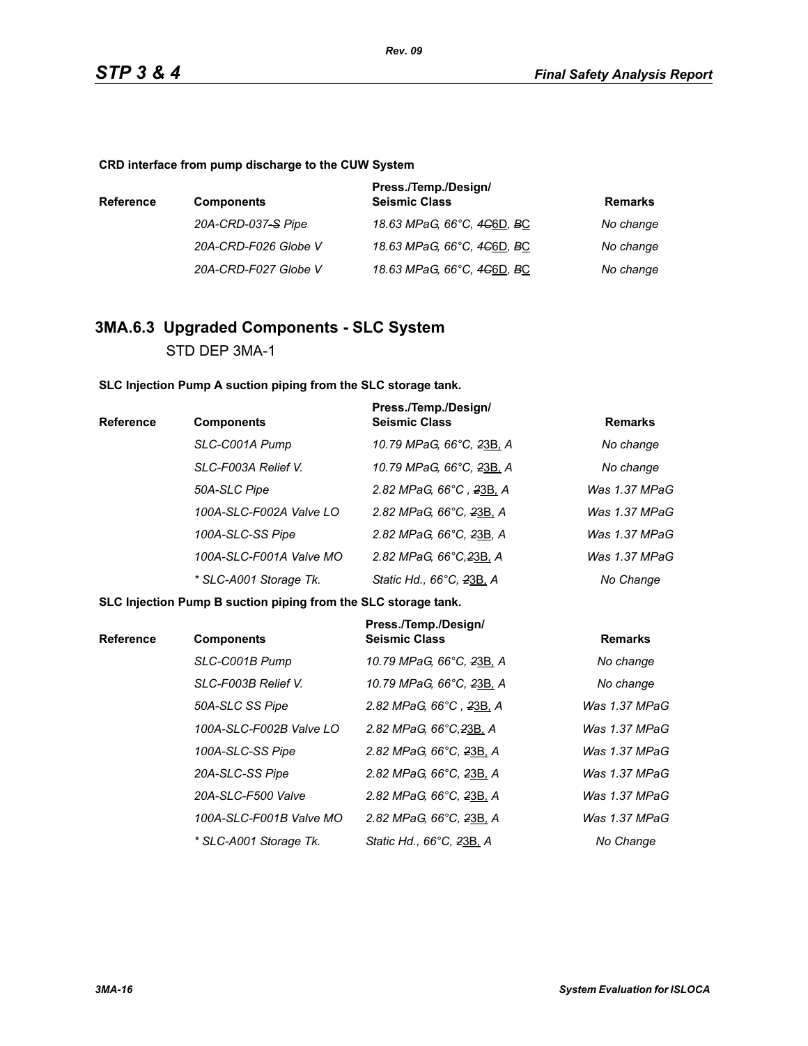**CRD interface from pump discharge to the CUW System**

| Reference | Components | Press./Temp./Design/ Seismic Class | Remarks |
|---|---|---|---|
| | *20A-CRD-037-S Pipe* | *18.63 MPaG, 66°C, 4C6D, BC* | *No change* |
| | *20A-CRD-F026 Globe V* | *18.63 MPaG, 66°C, 4C6D, BC* | *No change* |
| | *20A-CRD-F027 Globe V* | *18.63 MPaG, 66°C, 4C6D, BC* | *No change* |

## 3MA.6.3 Upgraded Components - SLC System

STD DEP 3MA-1

**SLC Injection Pump A suction piping from the SLC storage tank.**

| Reference | Components | Press./Temp./Design/ Seismic Class | Remarks |
|---|---|---|---|
| | *SLC-C001A Pump* | *10.79 MPaG, 66°C, 23B, A* | *No change* |
| | *SLC-F003A Relief V.* | *10.79 MPaG, 66°C, 23B, A* | *No change* |
| | *50A-SLC Pipe* | *2.82 MPaG, 66°C , 23B, A* | *Was 1.37 MPaG* |
| | *100A-SLC-F002A Valve LO* | *2.82 MPaG, 66°C, 23B, A* | *Was 1.37 MPaG* |
| | *100A-SLC-SS Pipe* | *2.82 MPaG, 66°C, 23B, A* | *Was 1.37 MPaG* |
| | *100A-SLC-F001A Valve MO* | *2.82 MPaG, 66°C,23B, A* | *Was 1.37 MPaG* |
| | *\* SLC-A001 Storage Tk.* | *Static Hd., 66°C, 23B, A* | *No Change* |

**SLC Injection Pump B suction piping from the SLC storage tank.**

| Reference | Components | Press./Temp./Design/ Seismic Class | Remarks |
|---|---|---|---|
| | *SLC-C001B Pump* | *10.79 MPaG, 66°C, 23B, A* | *No change* |
| | *SLC-F003B Relief V.* | *10.79 MPaG, 66°C, 23B, A* | *No change* |
| | *50A-SLC SS Pipe* | *2.82 MPaG, 66°C , 23B, A* | *Was 1.37 MPaG* |
| | *100A-SLC-F002B Valve LO* | *2.82 MPaG, 66°C,23B, A* | *Was 1.37 MPaG* |
| | *100A-SLC-SS Pipe* | *2.82 MPaG, 66°C, 23B, A* | *Was 1.37 MPaG* |
| | *20A-SLC-SS Pipe* | *2.82 MPaG, 66°C, 23B, A* | *Was 1.37 MPaG* |
| | *20A-SLC-F500 Valve* | *2.82 MPaG, 66°C, 23B, A* | *Was 1.37 MPaG* |
| | *100A-SLC-F001B Valve MO* | *2.82 MPaG, 66°C, 23B, A* | *Was 1.37 MPaG* |
| | *\* SLC-A001 Storage Tk.* | *Static Hd., 66°C, 23B, A* | *No Change* |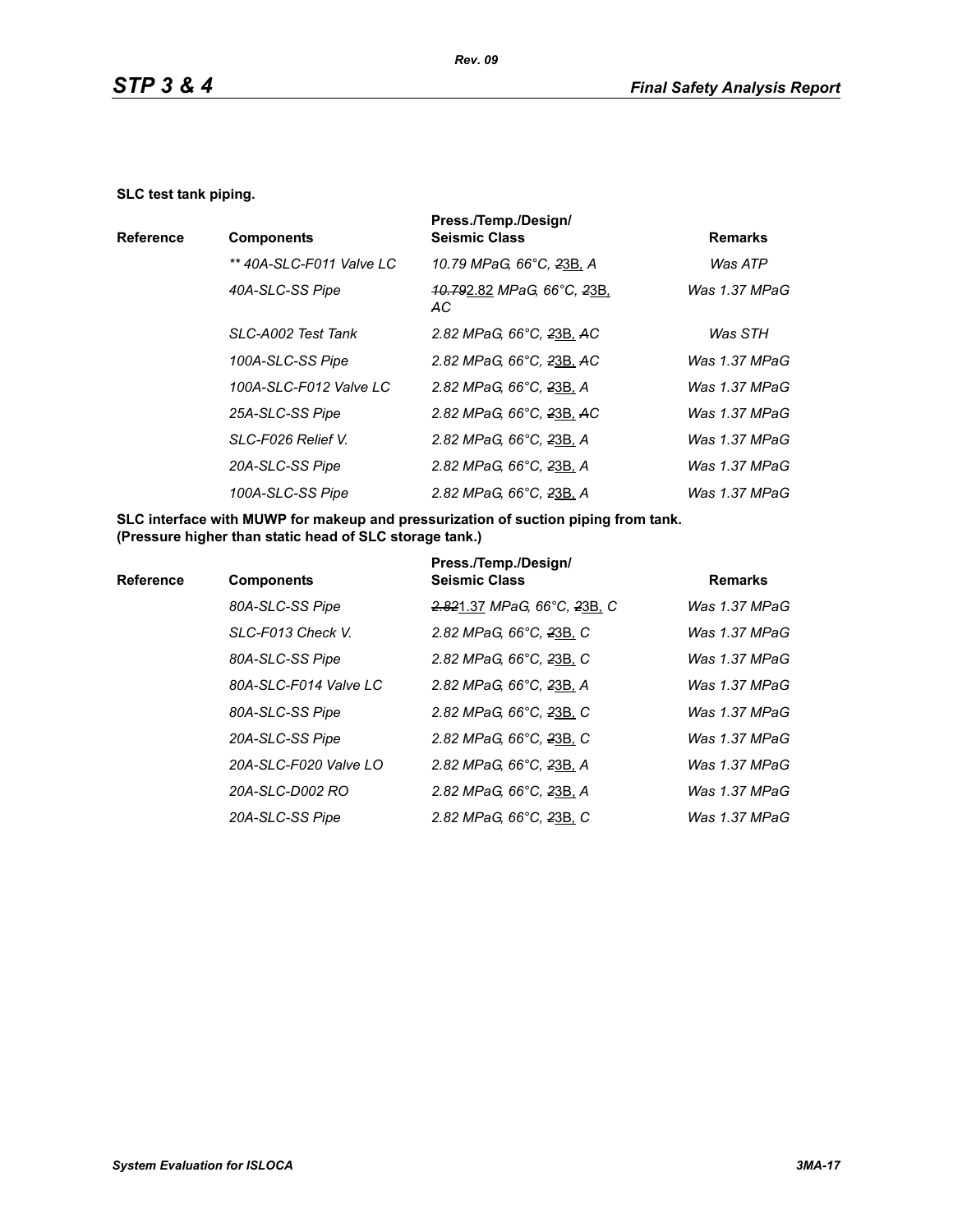**SLC test tank piping.**

| Reference | Components | Press./Temp./Design/ Seismic Class | Remarks |
|---|---|---|---|
| | *\*\* 40A-SLC-F011 Valve LC* | *10.79 MPaG, 66°C, ~~2~~3B, A* | *Was ATP* |
| | *40A-SLC-SS Pipe* | *~~10.79~~2.82 MPaG, 66°C, ~~2~~3B, ~~A~~C* | *Was 1.37 MPaG* |
| | *SLC-A002 Test Tank* | *2.82 MPaG, 66°C, ~~2~~3B, ~~A~~C* | *Was STH* |
| | *100A-SLC-SS Pipe* | *2.82 MPaG, 66°C, ~~2~~3B, ~~A~~C* | *Was 1.37 MPaG* |
| | *100A-SLC-F012 Valve LC* | *2.82 MPaG, 66°C, ~~2~~3B, A* | *Was 1.37 MPaG* |
| | *25A-SLC-SS Pipe* | *2.82 MPaG, 66°C, ~~2~~3B, ~~A~~C* | *Was 1.37 MPaG* |
| | *SLC-F026 Relief V.* | *2.82 MPaG, 66°C, ~~2~~3B, A* | *Was 1.37 MPaG* |
| | *20A-SLC-SS Pipe* | *2.82 MPaG, 66°C, ~~2~~3B, A* | *Was 1.37 MPaG* |
| | *100A-SLC-SS Pipe* | *2.82 MPaG, 66°C, ~~2~~3B, A* | *Was 1.37 MPaG* |

**SLC interface with MUWP for makeup and pressurization of suction piping from tank. (Pressure higher than static head of SLC storage tank.)**

| Reference | Components | Press./Temp./Design/ Seismic Class | Remarks |
|---|---|---|---|
| | *80A-SLC-SS Pipe* | *~~2.82~~1.37 MPaG, 66°C, ~~2~~3B, C* | *Was 1.37 MPaG* |
| | *SLC-F013 Check V.* | *2.82 MPaG, 66°C, ~~2~~3B, C* | *Was 1.37 MPaG* |
| | *80A-SLC-SS Pipe* | *2.82 MPaG, 66°C, ~~2~~3B, C* | *Was 1.37 MPaG* |
| | *80A-SLC-F014 Valve LC* | *2.82 MPaG, 66°C, ~~2~~3B, A* | *Was 1.37 MPaG* |
| | *80A-SLC-SS Pipe* | *2.82 MPaG, 66°C, ~~2~~3B, C* | *Was 1.37 MPaG* |
| | *20A-SLC-SS Pipe* | *2.82 MPaG, 66°C, ~~2~~3B, C* | *Was 1.37 MPaG* |
| | *20A-SLC-F020 Valve LO* | *2.82 MPaG, 66°C, ~~2~~3B, A* | *Was 1.37 MPaG* |
| | *20A-SLC-D002 RO* | *2.82 MPaG, 66°C, ~~2~~3B, A* | *Was 1.37 MPaG* |
| | *20A-SLC-SS Pipe* | *2.82 MPaG, 66°C, ~~2~~3B, C* | *Was 1.37 MPaG* |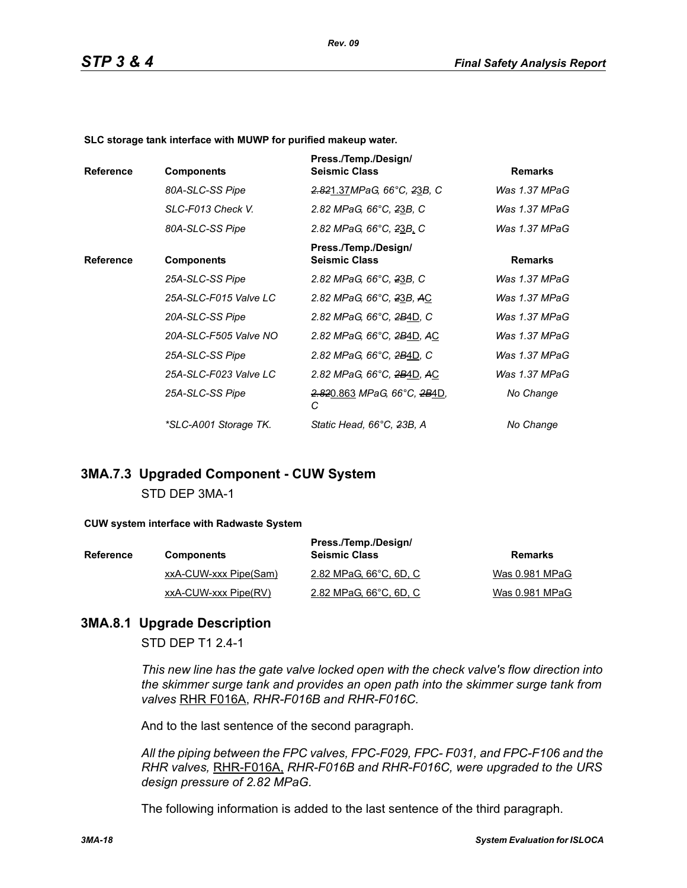**SLC storage tank interface with MUWP for purified makeup water.**

| Reference | Components | Press./Temp./Design/ Seismic Class | Remarks |
|---|---|---|---|
| | *80A-SLC-SS Pipe* | *~~2.82~~<u>1.37</u>MPaG, 66°C, ~~2~~<u>3</u>B, C* | *Was 1.37 MPaG* |
| | *SLC-F013 Check V.* | *2.82 MPaG, 66°C, ~~2~~<u>3</u>B, C* | *Was 1.37 MPaG* |
| | *80A-SLC-SS Pipe* | *2.82 MPaG, 66°C, ~~2~~<u>3</u>B, C* | *Was 1.37 MPaG* |

| Reference | Components | Press./Temp./Design/ Seismic Class | Remarks |
|---|---|---|---|
| | *25A-SLC-SS Pipe* | *2.82 MPaG, 66°C, ~~2~~<u>3</u>B, C* | *Was 1.37 MPaG* |
| | *25A-SLC-F015 Valve LC* | *2.82 MPaG, 66°C, ~~2~~<u>3</u>B, ~~A~~<u>C</u>* | *Was 1.37 MPaG* |
| | *20A-SLC-SS Pipe* | *2.82 MPaG, 66°C, ~~2B~~<u>4D</u>, C* | *Was 1.37 MPaG* |
| | *20A-SLC-F505 Valve NO* | *2.82 MPaG, 66°C, ~~2B~~<u>4D</u>, ~~A~~<u>C</u>* | *Was 1.37 MPaG* |
| | *25A-SLC-SS Pipe* | *2.82 MPaG, 66°C, ~~2B~~<u>4D</u>, C* | *Was 1.37 MPaG* |
| | *25A-SLC-F023 Valve LC* | *2.82 MPaG, 66°C, ~~2B~~<u>4D</u>, ~~A~~<u>C</u>* | *Was 1.37 MPaG* |
| | *25A-SLC-SS Pipe* | *~~2.82~~<u>0.863</u> MPaG, 66°C, ~~2B~~<u>4D</u>, C* | *No Change* |
| | *\*SLC-A001 Storage TK.* | *Static Head, 66°C, ~~2~~3B, A* | *No Change* |

## 3MA.7.3 Upgraded Component - CUW System

STD DEP 3MA-1

**CUW system interface with Radwaste System**

| Reference | Components | Press./Temp./Design/ Seismic Class | Remarks |
|---|---|---|---|
| | <u>xxA-CUW-xxx Pipe(Sam)</u> | <u>2.82 MPaG, 66°C, 6D, C</u> | <u>Was 0.981 MPaG</u> |
| | <u>xxA-CUW-xxx Pipe(RV)</u> | <u>2.82 MPaG, 66°C, 6D, C</u> | <u>Was 0.981 MPaG</u> |

## 3MA.8.1 Upgrade Description

STD DEP T1 2.4-1

*This new line has the gate valve locked open with the check valve's flow direction into the skimmer surge tank and provides an open path into the skimmer surge tank from valves* <u>RHR F016A</u>, *RHR-F016B and RHR-F016C.*

And to the last sentence of the second paragraph.

*All the piping between the FPC valves, FPC-F029, FPC- F031, and FPC-F106 and the RHR valves,* <u>RHR-F016A,</u> *RHR-F016B and RHR-F016C, were upgraded to the URS design pressure of 2.82 MPaG.*

The following information is added to the last sentence of the third paragraph.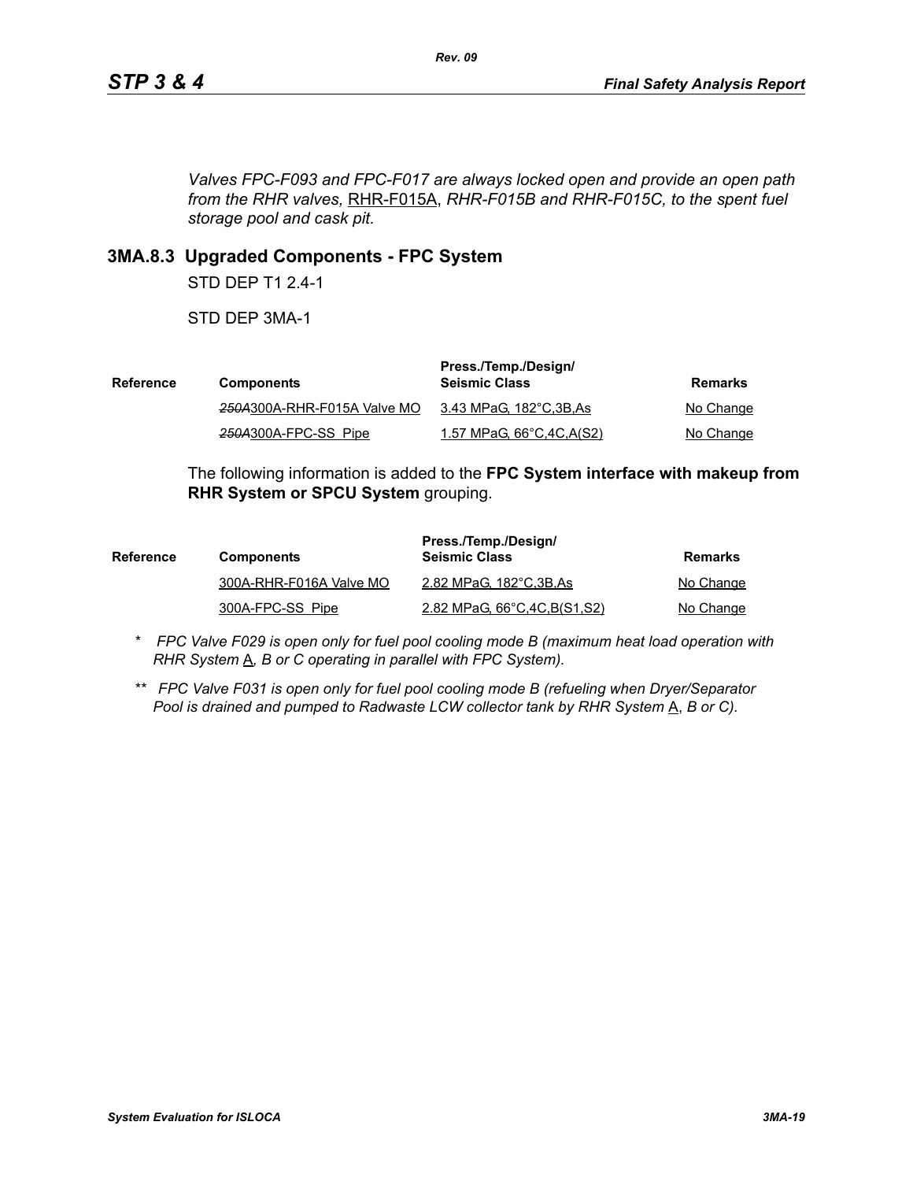*Valves FPC-F093 and FPC-F017 are always locked open and provide an open path from the RHR valves,* RHR-F015A, *RHR-F015B and RHR-F015C, to the spent fuel storage pool and cask pit.*

### 3MA.8.3 Upgraded Components - FPC System

STD DEP T1 2.4-1

STD DEP 3MA-1

| Reference | Components | Press./Temp./Design/ Seismic Class | Remarks |
|---|---|---|---|
| | ~~250A~~300A-RHR-F015A Valve MO | 3.43 MPaG, 182°C,3B,As | No Change |
| | ~~250A~~300A-FPC-SS Pipe | 1.57 MPaG, 66°C,4C,A(S2) | No Change |

The following information is added to the **FPC System interface with makeup from RHR System or SPCU System** grouping.

| Reference | Components | Press./Temp./Design/ Seismic Class | Remarks |
|---|---|---|---|
| | 300A-RHR-F016A Valve MO | 2.82 MPaG, 182°C,3B,As | No Change |
| | 300A-FPC-SS Pipe | 2.82 MPaG, 66°C,4C,B(S1,S2) | No Change |

\* *FPC Valve F029 is open only for fuel pool cooling mode B (maximum heat load operation with RHR System* A*, B or C operating in parallel with FPC System).*

\*\* *FPC Valve F031 is open only for fuel pool cooling mode B (refueling when Dryer/Separator Pool is drained and pumped to Radwaste LCW collector tank by RHR System* A, *B or C).*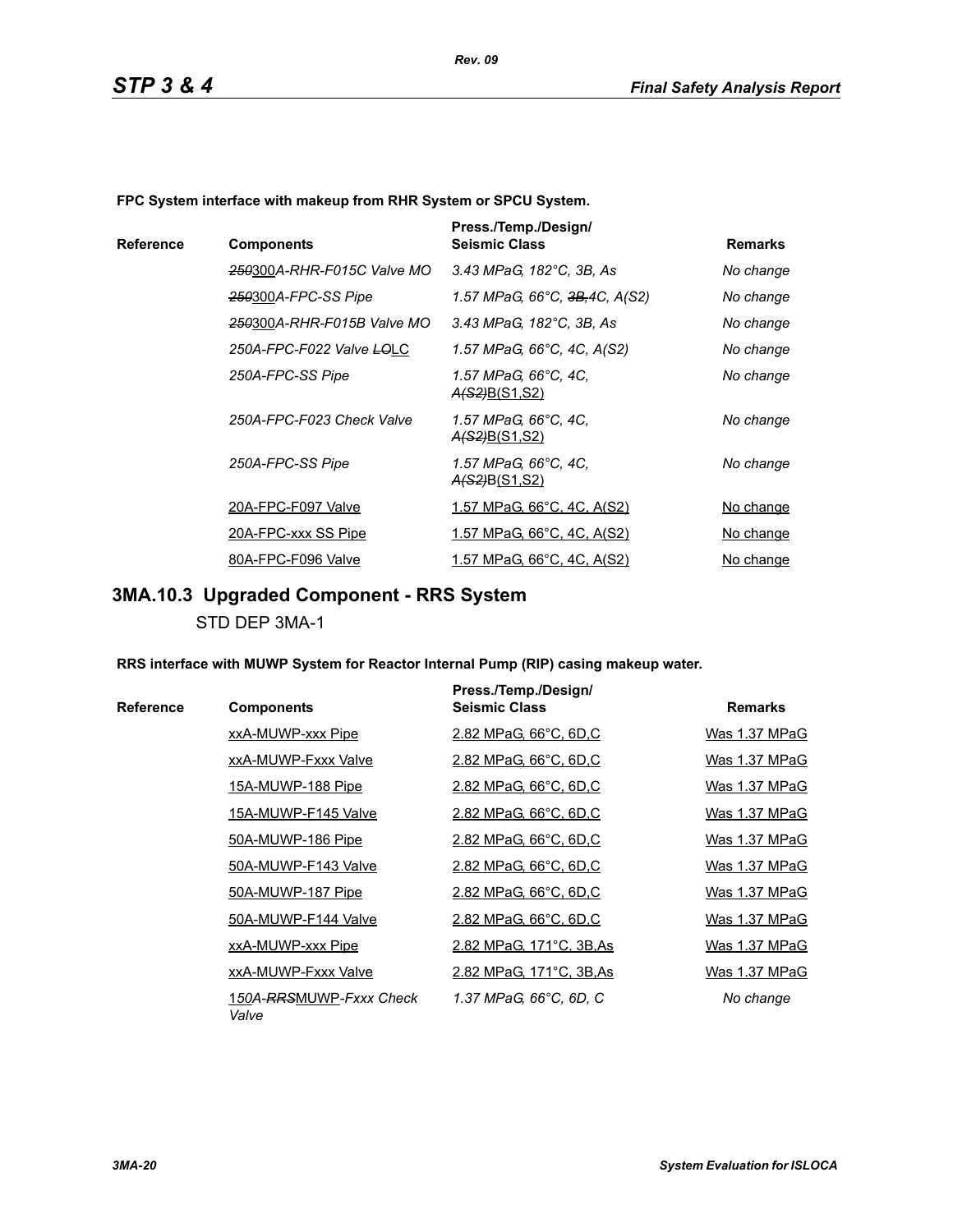**FPC System interface with makeup from RHR System or SPCU System.**

| Reference | Components | Press./Temp./Design/ Seismic Class | Remarks |
|---|---|---|---|
| | ~~250~~300A-RHR-F015C Valve MO | 3.43 MPaG, 182°C, 3B, As | No change |
| | ~~250~~300A-FPC-SS Pipe | 1.57 MPaG, 66°C, ~~3B,~~4C, A(S2) | No change |
| | ~~250~~300A-RHR-F015B Valve MO | 3.43 MPaG, 182°C, 3B, As | No change |
| | 250A-FPC-F022 Valve ~~LO~~LC | 1.57 MPaG, 66°C, 4C, A(S2) | No change |
| | 250A-FPC-SS Pipe | 1.57 MPaG, 66°C, 4C, ~~A(S2)~~B(S1,S2) | No change |
| | 250A-FPC-F023 Check Valve | 1.57 MPaG, 66°C, 4C, ~~A(S2)~~B(S1,S2) | No change |
| | 250A-FPC-SS Pipe | 1.57 MPaG, 66°C, 4C, ~~A(S2)~~B(S1,S2) | No change |
| | 20A-FPC-F097 Valve | 1.57 MPaG, 66°C, 4C, A(S2) | No change |
| | 20A-FPC-xxx SS Pipe | 1.57 MPaG, 66°C, 4C, A(S2) | No change |
| | 80A-FPC-F096 Valve | 1.57 MPaG, 66°C, 4C, A(S2) | No change |

## 3MA.10.3 Upgraded Component - RRS System

STD DEP 3MA-1

**RRS interface with MUWP System for Reactor Internal Pump (RIP) casing makeup water.**

| Reference | Components | Press./Temp./Design/ Seismic Class | Remarks |
|---|---|---|---|
| | xxA-MUWP-xxx Pipe | 2.82 MPaG, 66°C, 6D,C | Was 1.37 MPaG |
| | xxA-MUWP-Fxxx Valve | 2.82 MPaG, 66°C, 6D,C | Was 1.37 MPaG |
| | 15A-MUWP-188 Pipe | 2.82 MPaG, 66°C, 6D,C | Was 1.37 MPaG |
| | 15A-MUWP-F145 Valve | 2.82 MPaG, 66°C, 6D,C | Was 1.37 MPaG |
| | 50A-MUWP-186 Pipe | 2.82 MPaG, 66°C, 6D,C | Was 1.37 MPaG |
| | 50A-MUWP-F143 Valve | 2.82 MPaG, 66°C, 6D,C | Was 1.37 MPaG |
| | 50A-MUWP-187 Pipe | 2.82 MPaG, 66°C, 6D,C | Was 1.37 MPaG |
| | 50A-MUWP-F144 Valve | 2.82 MPaG, 66°C, 6D,C | Was 1.37 MPaG |
| | xxA-MUWP-xxx Pipe | 2.82 MPaG, 171°C, 3B,As | Was 1.37 MPaG |
| | xxA-MUWP-Fxxx Valve | 2.82 MPaG, 171°C, 3B,As | Was 1.37 MPaG |
| | 150A-~~RRS~~MUWP-Fxxx Check Valve | 1.37 MPaG, 66°C, 6D, C | No change |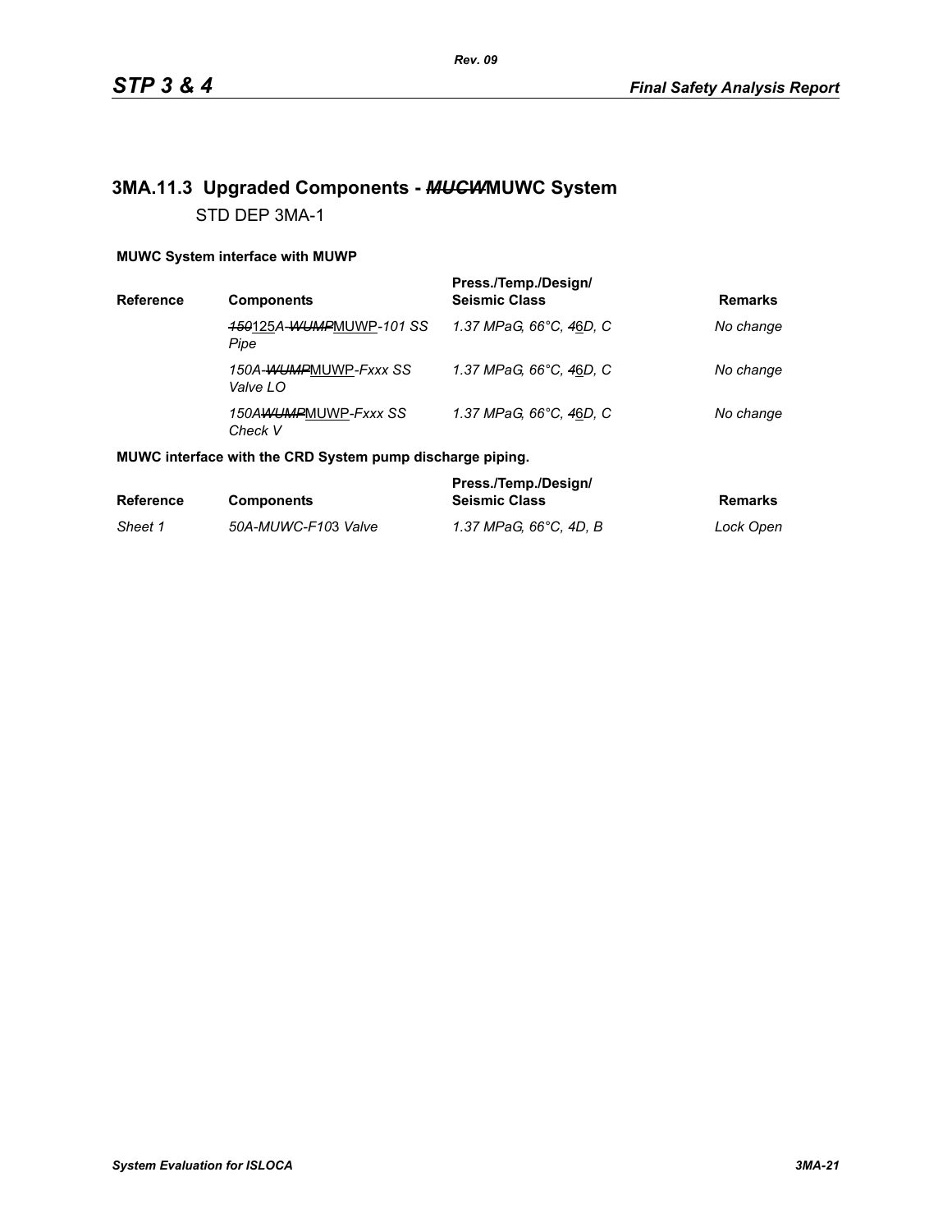## 3MA.11.3 Upgraded Components - ~~*MUCW*~~MUWC System

STD DEP 3MA-1

**MUWC System interface with MUWP**

| Reference | Components | Press./Temp./Design/ Seismic Class | Remarks |
|---|---|---|---|
| | *~~150~~125A-~~WUMP~~MUWP-101 SS Pipe* | *1.37 MPaG, 66°C, ~~4~~6D, C* | *No change* |
| | *150A-~~WUMP~~MUWP-Fxxx SS Valve LO* | *1.37 MPaG, 66°C, ~~4~~6D, C* | *No change* |
| | *150A~~WUMP~~MUWP-Fxxx SS Check V* | *1.37 MPaG, 66°C, ~~4~~6D, C* | *No change* |

**MUWC interface with the CRD System pump discharge piping.**

| Reference | Components | Press./Temp./Design/ Seismic Class | Remarks |
|---|---|---|---|
| *Sheet 1* | *50A-MUWC-F103 Valve* | *1.37 MPaG, 66°C, 4D, B* | *Lock Open* |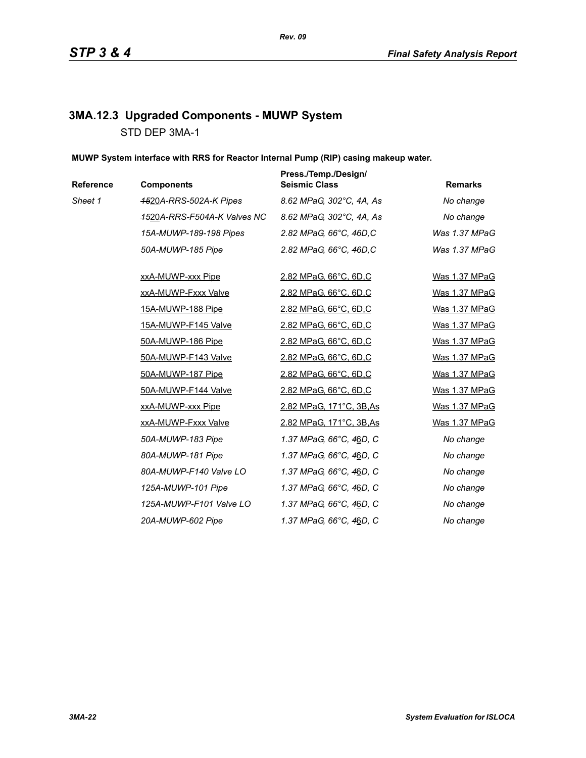### 3MA.12.3 Upgraded Components - MUWP System

STD DEP 3MA-1

**MUWP System interface with RRS for Reactor Internal Pump (RIP) casing makeup water.**

| Reference | Components | Press./Temp./Design/ Seismic Class | Remarks |
|---|---|---|---|
| *Sheet 1* | ~~*15*~~20*A-RRS-502A-K Pipes* | *8.62 MPaG, 302°C, 4A, As* | *No change* |
| | ~~*15*~~20*A-RRS-F504A-K Valves NC* | *8.62 MPaG, 302°C, 4A, As* | *No change* |
| | *15A-MUWP-189-198 Pipes* | *2.82 MPaG, 66°C, 4*6*D,C* | *Was 1.37 MPaG* |
| | *50A-MUWP-185 Pipe* | *2.82 MPaG, 66°C, 4*6*D,C* | *Was 1.37 MPaG* |
| | xxA-MUWP-xxx Pipe | 2.82 MPaG, 66°C, 6D,C | Was 1.37 MPaG |
| | xxA-MUWP-Fxxx Valve | 2.82 MPaG, 66°C, 6D,C | Was 1.37 MPaG |
| | 15A-MUWP-188 Pipe | 2.82 MPaG, 66°C, 6D,C | Was 1.37 MPaG |
| | 15A-MUWP-F145 Valve | 2.82 MPaG, 66°C, 6D,C | Was 1.37 MPaG |
| | 50A-MUWP-186 Pipe | 2.82 MPaG, 66°C, 6D,C | Was 1.37 MPaG |
| | 50A-MUWP-F143 Valve | 2.82 MPaG, 66°C, 6D,C | Was 1.37 MPaG |
| | 50A-MUWP-187 Pipe | 2.82 MPaG, 66°C, 6D,C | Was 1.37 MPaG |
| | 50A-MUWP-F144 Valve | 2.82 MPaG, 66°C, 6D,C | Was 1.37 MPaG |
| | xxA-MUWP-xxx Pipe | 2.82 MPaG, 171°C, 3B,As | Was 1.37 MPaG |
| | xxA-MUWP-Fxxx Valve | 2.82 MPaG, 171°C, 3B,As | Was 1.37 MPaG |
| | *50A-MUWP-183 Pipe* | *1.37 MPaG, 66°C, ~~4~~6D, C* | *No change* |
| | *80A-MUWP-181 Pipe* | *1.37 MPaG, 66°C, ~~4~~6D, C* | *No change* |
| | *80A-MUWP-F140 Valve LO* | *1.37 MPaG, 66°C, ~~4~~6D, C* | *No change* |
| | *125A-MUWP-101 Pipe* | *1.37 MPaG, 66°C, ~~4~~6D, C* | *No change* |
| | *125A-MUWP-F101 Valve LO* | *1.37 MPaG, 66°C, ~~4~~6D, C* | *No change* |
| | *20A-MUWP-602 Pipe* | *1.37 MPaG, 66°C, ~~4~~6D, C* | *No change* |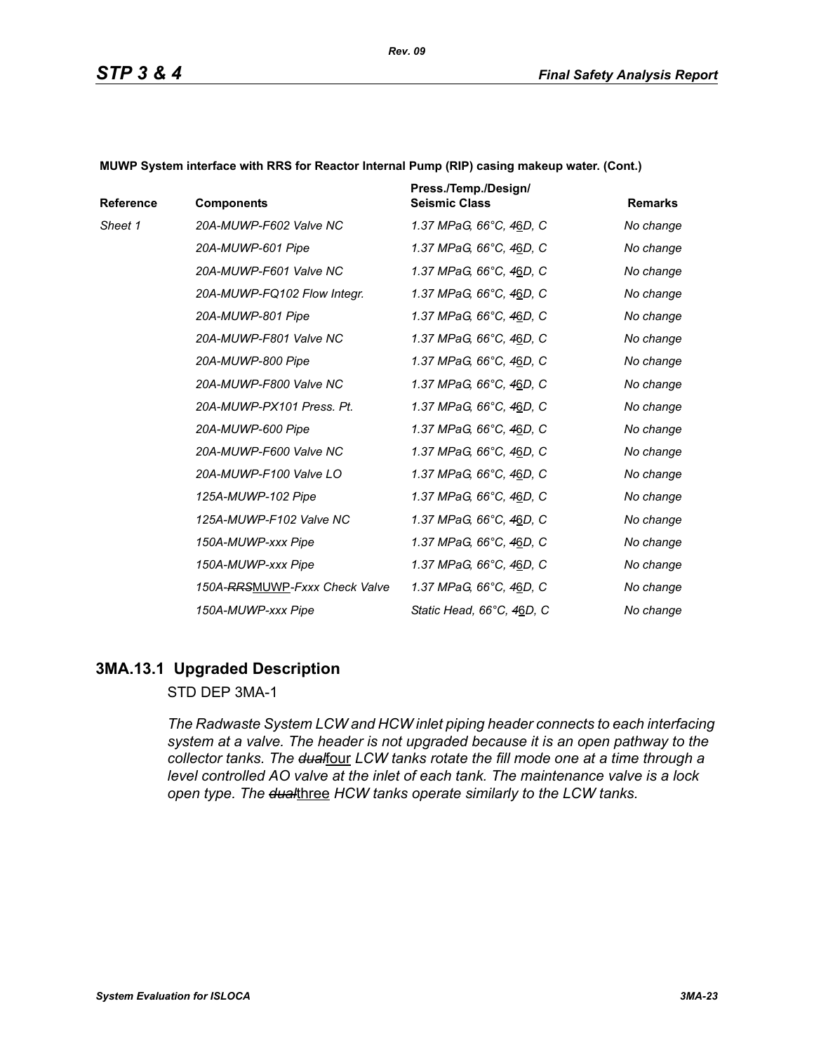**MUWP System interface with RRS for Reactor Internal Pump (RIP) casing makeup water. (Cont.)**

| Reference | Components | Press./Temp./Design/ Seismic Class | Remarks |
|---|---|---|---|
| *Sheet 1* | *20A-MUWP-F602 Valve NC* | *1.37 MPaG, 66°C, ~~4~~6D, C* | *No change* |
| | *20A-MUWP-601 Pipe* | *1.37 MPaG, 66°C, ~~4~~6D, C* | *No change* |
| | *20A-MUWP-F601 Valve NC* | *1.37 MPaG, 66°C, ~~4~~6D, C* | *No change* |
| | *20A-MUWP-FQ102 Flow Integr.* | *1.37 MPaG, 66°C, ~~4~~6D, C* | *No change* |
| | *20A-MUWP-801 Pipe* | *1.37 MPaG, 66°C, ~~4~~6D, C* | *No change* |
| | *20A-MUWP-F801 Valve NC* | *1.37 MPaG, 66°C, ~~4~~6D, C* | *No change* |
| | *20A-MUWP-800 Pipe* | *1.37 MPaG, 66°C, ~~4~~6D, C* | *No change* |
| | *20A-MUWP-F800 Valve NC* | *1.37 MPaG, 66°C, ~~4~~6D, C* | *No change* |
| | *20A-MUWP-PX101 Press. Pt.* | *1.37 MPaG, 66°C, ~~4~~6D, C* | *No change* |
| | *20A-MUWP-600 Pipe* | *1.37 MPaG, 66°C, ~~4~~6D, C* | *No change* |
| | *20A-MUWP-F600 Valve NC* | *1.37 MPaG, 66°C, ~~4~~6D, C* | *No change* |
| | *20A-MUWP-F100 Valve LO* | *1.37 MPaG, 66°C, ~~4~~6D, C* | *No change* |
| | *125A-MUWP-102 Pipe* | *1.37 MPaG, 66°C, ~~4~~6D, C* | *No change* |
| | *125A-MUWP-F102 Valve NC* | *1.37 MPaG, 66°C, ~~4~~6D, C* | *No change* |
| | *150A-MUWP-xxx Pipe* | *1.37 MPaG, 66°C, ~~4~~6D, C* | *No change* |
| | *150A-MUWP-xxx Pipe* | *1.37 MPaG, 66°C, ~~4~~6D, C* | *No change* |
| | *150A-~~RRS~~MUWP-Fxxx Check Valve* | *1.37 MPaG, 66°C, ~~4~~6D, C* | *No change* |
| | *150A-MUWP-xxx Pipe* | *Static Head, 66°C, ~~4~~6D, C* | *No change* |

## 3MA.13.1 Upgraded Description

STD DEP 3MA-1

*The Radwaste System LCW and HCW inlet piping header connects to each interfacing system at a valve. The header is not upgraded because it is an open pathway to the collector tanks. The ~~dual~~*four *LCW tanks rotate the fill mode one at a time through a level controlled AO valve at the inlet of each tank. The maintenance valve is a lock open type. The ~~dual~~*three *HCW tanks operate similarly to the LCW tanks.*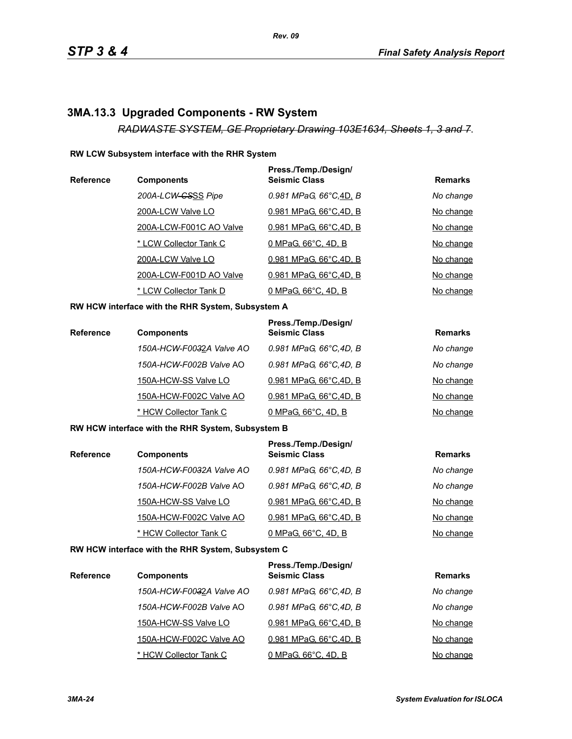## 3MA.13.3 Upgraded Components - RW System

~~*RADWASTE SYSTEM, GE Proprietary Drawing 103E1634, Sheets 1, 3 and 7*~~.

**RW LCW Subsystem interface with the RHR System**

| Reference | Components | Press./Temp./Design/ Seismic Class | Remarks |
|---|---|---|---|
| | *200A-LCW-~~CS~~SS Pipe* | *0.981 MPaG, 66°C,4D, B* | *No change* |
| | 200A-LCW Valve LO | 0.981 MPaG, 66°C,4D, B | No change |
| | 200A-LCW-F001C AO Valve | 0.981 MPaG, 66°C,4D, B | No change |
| | * LCW Collector Tank C | 0 MPaG, 66°C, 4D, B | No change |
| | 200A-LCW Valve LO | 0.981 MPaG, 66°C,4D, B | No change |
| | 200A-LCW-F001D AO Valve | 0.981 MPaG, 66°C,4D, B | No change |
| | * LCW Collector Tank D | 0 MPaG, 66°C, 4D, B | No change |

**RW HCW interface with the RHR System, Subsystem A**

| Reference | Components | Press./Temp./Design/ Seismic Class | Remarks |
|---|---|---|---|
| | *150A-HCW-F00~~3~~2A Valve AO* | *0.981 MPaG, 66°C,4D, B* | *No change* |
| | *150A-HCW-F002B Valve* AO | *0.981 MPaG, 66°C,4D, B* | *No change* |
| | 150A-HCW-SS Valve LO | 0.981 MPaG, 66°C,4D, B | No change |
| | 150A-HCW-F002C Valve AO | 0.981 MPaG, 66°C,4D, B | No change |
| | * HCW Collector Tank C | 0 MPaG, 66°C, 4D, B | No change |

**RW HCW interface with the RHR System, Subsystem B**

| Reference | Components | Press./Temp./Design/ Seismic Class | Remarks |
|---|---|---|---|
| | *150A-HCW-F00~~3~~2A Valve AO* | *0.981 MPaG, 66°C,4D, B* | *No change* |
| | *150A-HCW-F002B Valve* AO | *0.981 MPaG, 66°C,4D, B* | *No change* |
| | 150A-HCW-SS Valve LO | 0.981 MPaG, 66°C,4D, B | No change |
| | 150A-HCW-F002C Valve AO | 0.981 MPaG, 66°C,4D, B | No change |
| | * HCW Collector Tank C | 0 MPaG, 66°C, 4D, B | No change |

**RW HCW interface with the RHR System, Subsystem C**

| Reference | Components | Press./Temp./Design/ Seismic Class | Remarks |
|---|---|---|---|
| | *150A-HCW-F00~~3~~2A Valve AO* | *0.981 MPaG, 66°C,4D, B* | *No change* |
| | *150A-HCW-F002B Valve* AO | *0.981 MPaG, 66°C,4D, B* | *No change* |
| | 150A-HCW-SS Valve LO | 0.981 MPaG, 66°C,4D, B | No change |
| | 150A-HCW-F002C Valve AO | 0.981 MPaG, 66°C,4D, B | No change |
| | * HCW Collector Tank C | 0 MPaG, 66°C, 4D, B | No change |